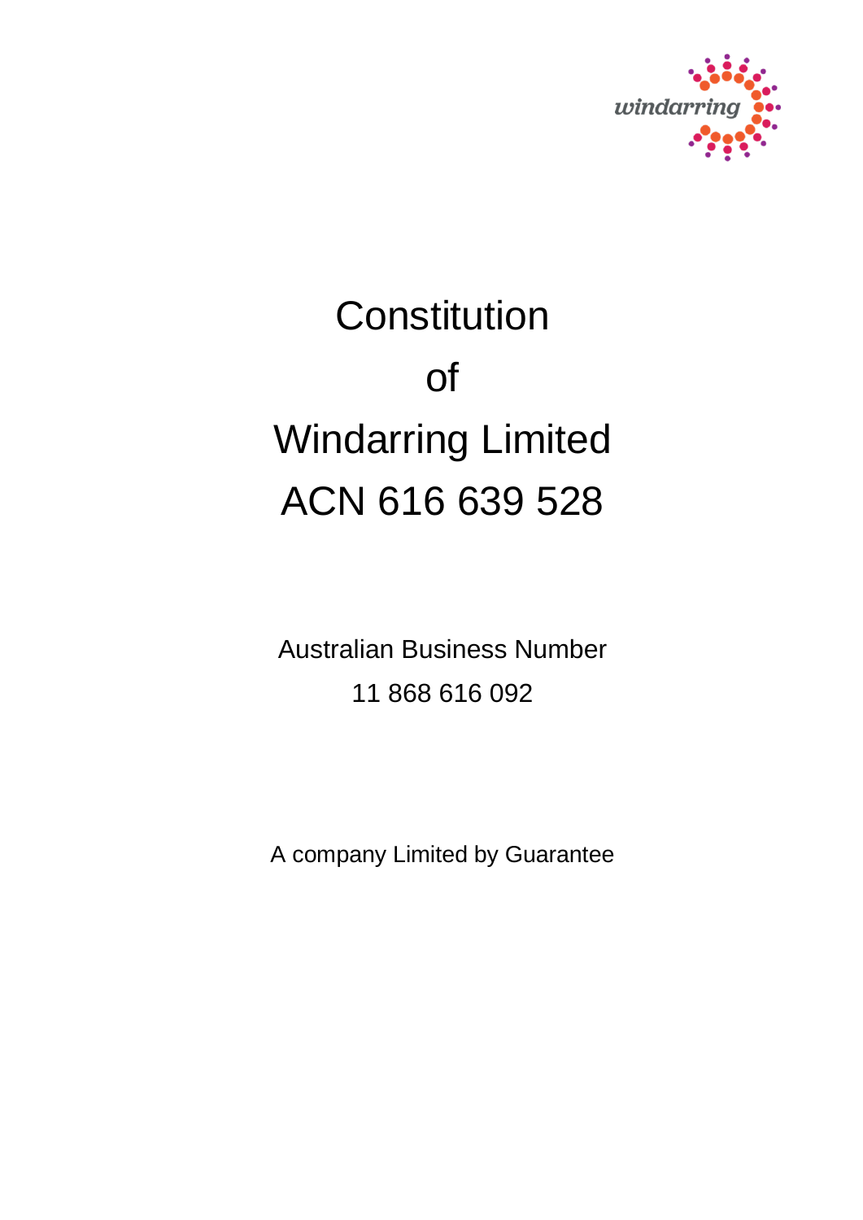windarring

# Constitution

# of

# Windarring Limited

# ACN 616 639 528

Australian Business Number

11 868 616 092

A company Limited by Guarantee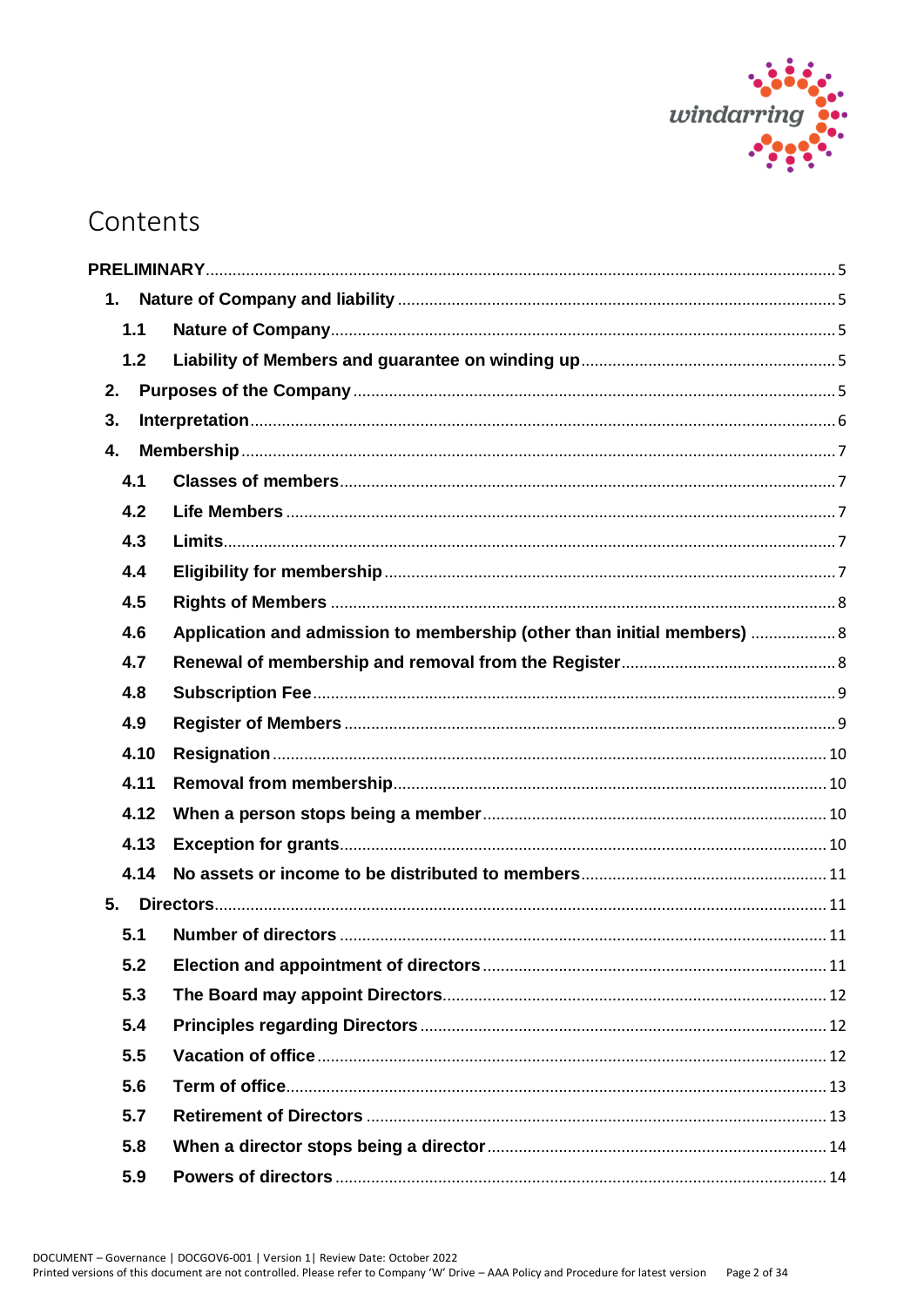# Contents

PRELIMINARY ........ 5

1. Nature of Company and liability ........ 5
   - 1.1 Nature of Company ........ 5
   - 1.2 Liability of Members and guarantee on winding up ........ 5
2. Purposes of the Company ........ 5
3. Interpretation ........ 6
4. Membership ........ 7
   - 4.1 Classes of members ........ 7
   - 4.2 Life Members ........ 7
   - 4.3 Limits ........ 7
   - 4.4 Eligibility for membership ........ 7
   - 4.5 Rights of Members ........ 8
   - 4.6 Application and admission to membership (other than initial members) ........ 8
   - 4.7 Renewal of membership and removal from the Register ........ 8
   - 4.8 Subscription Fee ........ 9
   - 4.9 Register of Members ........ 9
   - 4.10 Resignation ........ 10
   - 4.11 Removal from membership ........ 10
   - 4.12 When a person stops being a member ........ 10
   - 4.13 Exception for grants ........ 10
   - 4.14 No assets or income to be distributed to members ........ 11
5. Directors ........ 11
   - 5.1 Number of directors ........ 11
   - 5.2 Election and appointment of directors ........ 11
   - 5.3 The Board may appoint Directors ........ 12
   - 5.4 Principles regarding Directors ........ 12
   - 5.5 Vacation of office ........ 12
   - 5.6 Term of office ........ 13
   - 5.7 Retirement of Directors ........ 13
   - 5.8 When a director stops being a director ........ 14
   - 5.9 Powers of directors ........ 14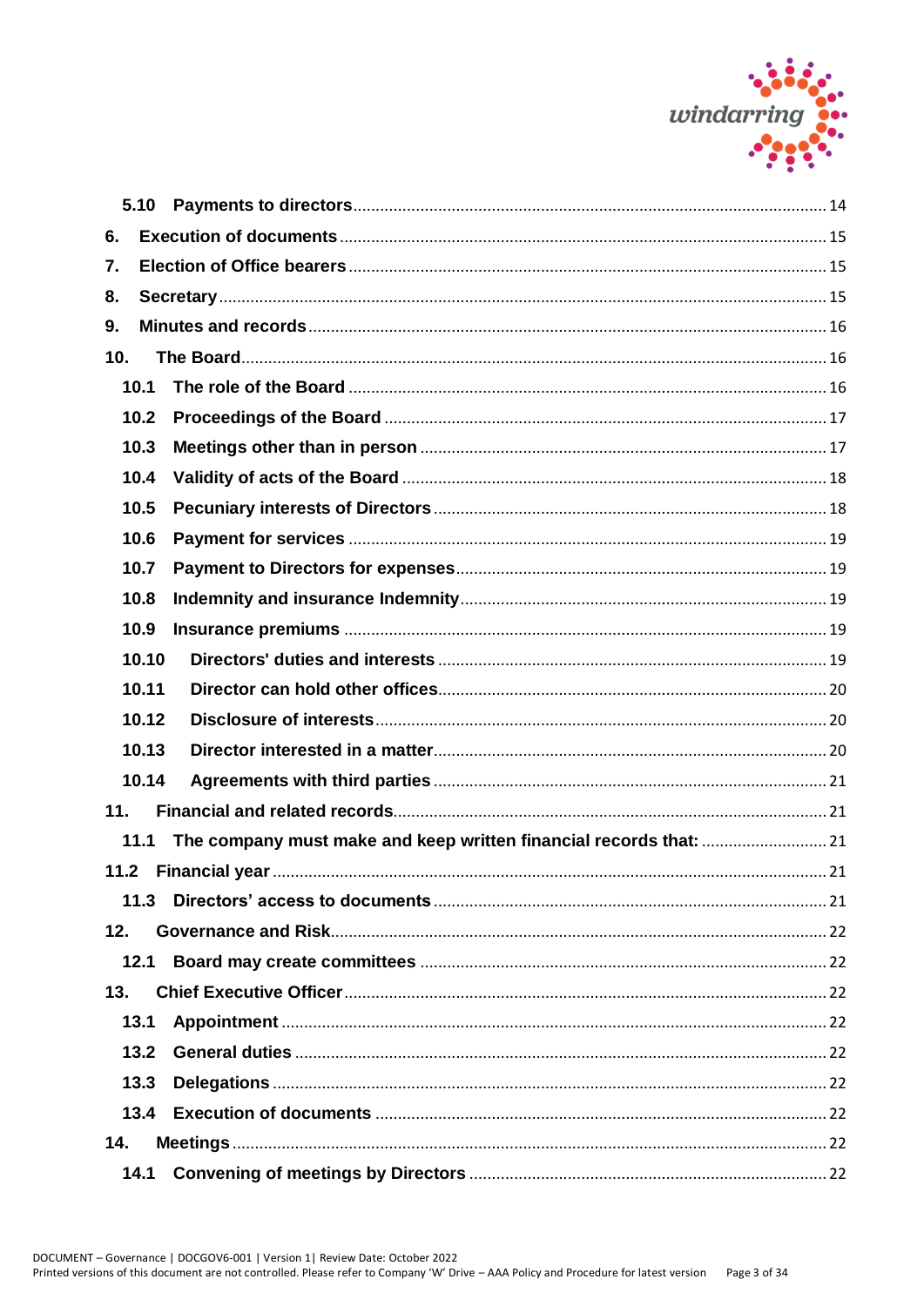5.10 Payments to directors ........................................................................................................ 14

6. Execution of documents ........................................................................................................ 15

7. Election of Office bearers ........................................................................................................ 15

8. Secretary ........................................................................................................ 15

9. Minutes and records ........................................................................................................ 16

10. The Board ........................................................................................................ 16

10.1 The role of the Board ........................................................................................................ 16

10.2 Proceedings of the Board ........................................................................................................ 17

10.3 Meetings other than in person ........................................................................................................ 17

10.4 Validity of acts of the Board ........................................................................................................ 18

10.5 Pecuniary interests of Directors ........................................................................................................ 18

10.6 Payment for services ........................................................................................................ 19

10.7 Payment to Directors for expenses ........................................................................................................ 19

10.8 Indemnity and insurance Indemnity ........................................................................................................ 19

10.9 Insurance premiums ........................................................................................................ 19

10.10 Directors' duties and interests ........................................................................................................ 19

10.11 Director can hold other offices ........................................................................................................ 20

10.12 Disclosure of interests ........................................................................................................ 20

10.13 Director interested in a matter ........................................................................................................ 20

10.14 Agreements with third parties ........................................................................................................ 21

11. Financial and related records ........................................................................................................ 21

11.1 The company must make and keep written financial records that: ........................................ 21

11.2 Financial year ........................................................................................................ 21

11.3 Directors' access to documents ........................................................................................................ 21

12. Governance and Risk ........................................................................................................ 22

12.1 Board may create committees ........................................................................................................ 22

13. Chief Executive Officer ........................................................................................................ 22

13.1 Appointment ........................................................................................................ 22

13.2 General duties ........................................................................................................ 22

13.3 Delegations ........................................................................................................ 22

13.4 Execution of documents ........................................................................................................ 22

14. Meetings ........................................................................................................ 22

14.1 Convening of meetings by Directors ........................................................................................................ 22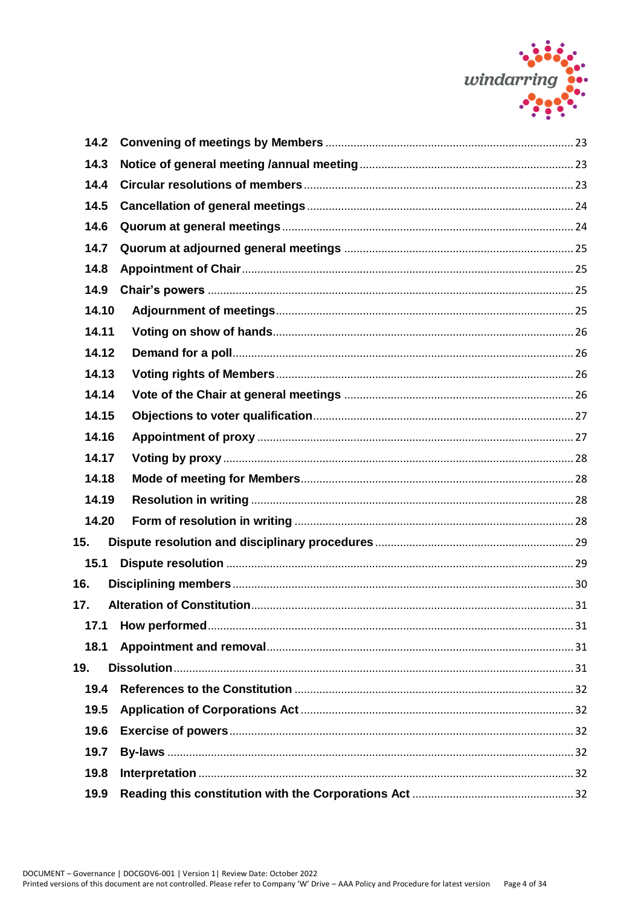| | | |
|---|---|---|
| 14.2 | Convening of meetings by Members | 23 |
| 14.3 | Notice of general meeting /annual meeting | 23 |
| 14.4 | Circular resolutions of members | 23 |
| 14.5 | Cancellation of general meetings | 24 |
| 14.6 | Quorum at general meetings | 24 |
| 14.7 | Quorum at adjourned general meetings | 25 |
| 14.8 | Appointment of Chair | 25 |
| 14.9 | Chair's powers | 25 |
| 14.10 | Adjournment of meetings | 25 |
| 14.11 | Voting on show of hands | 26 |
| 14.12 | Demand for a poll | 26 |
| 14.13 | Voting rights of Members | 26 |
| 14.14 | Vote of the Chair at general meetings | 26 |
| 14.15 | Objections to voter qualification | 27 |
| 14.16 | Appointment of proxy | 27 |
| 14.17 | Voting by proxy | 28 |
| 14.18 | Mode of meeting for Members | 28 |
| 14.19 | Resolution in writing | 28 |
| 14.20 | Form of resolution in writing | 28 |
| 15. | Dispute resolution and disciplinary procedures | 29 |
| 15.1 | Dispute resolution | 29 |
| 16. | Disciplining members | 30 |
| 17. | Alteration of Constitution | 31 |
| 17.1 | How performed | 31 |
| 18.1 | Appointment and removal | 31 |
| 19. | Dissolution | 31 |
| 19.4 | References to the Constitution | 32 |
| 19.5 | Application of Corporations Act | 32 |
| 19.6 | Exercise of powers | 32 |
| 19.7 | By-laws | 32 |
| 19.8 | Interpretation | 32 |
| 19.9 | Reading this constitution with the Corporations Act | 32 |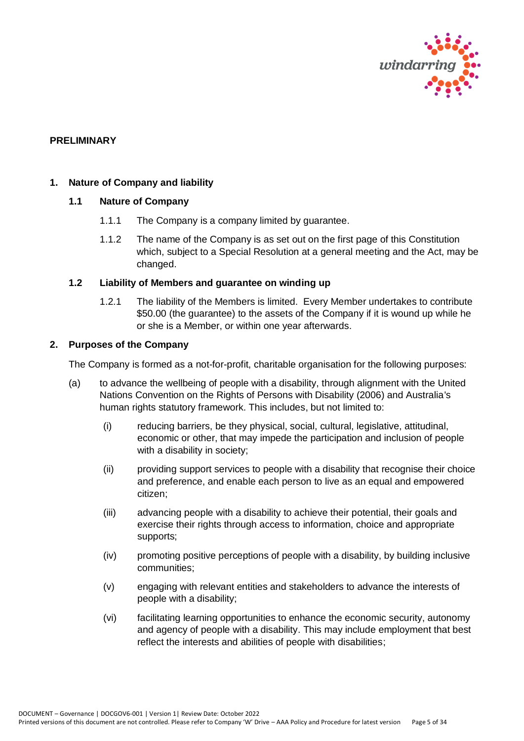## PRELIMINARY

### 1. Nature of Company and liability

#### 1.1 Nature of Company

1.1.1 The Company is a company limited by guarantee.

1.1.2 The name of the Company is as set out on the first page of this Constitution which, subject to a Special Resolution at a general meeting and the Act, may be changed.

#### 1.2 Liability of Members and guarantee on winding up

1.2.1 The liability of the Members is limited. Every Member undertakes to contribute $50.00 (the guarantee) to the assets of the Company if it is wound up while he or she is a Member, or within one year afterwards.

### 2. Purposes of the Company

The Company is formed as a not-for-profit, charitable organisation for the following purposes:

(a) to advance the wellbeing of people with a disability, through alignment with the United Nations Convention on the Rights of Persons with Disability (2006) and Australia's human rights statutory framework. This includes, but not limited to:

(i) reducing barriers, be they physical, social, cultural, legislative, attitudinal, economic or other, that may impede the participation and inclusion of people with a disability in society;

(ii) providing support services to people with a disability that recognise their choice and preference, and enable each person to live as an equal and empowered citizen;

(iii) advancing people with a disability to achieve their potential, their goals and exercise their rights through access to information, choice and appropriate supports;

(iv) promoting positive perceptions of people with a disability, by building inclusive communities;

(v) engaging with relevant entities and stakeholders to advance the interests of people with a disability;

(vi) facilitating learning opportunities to enhance the economic security, autonomy and agency of people with a disability. This may include employment that best reflect the interests and abilities of people with disabilities;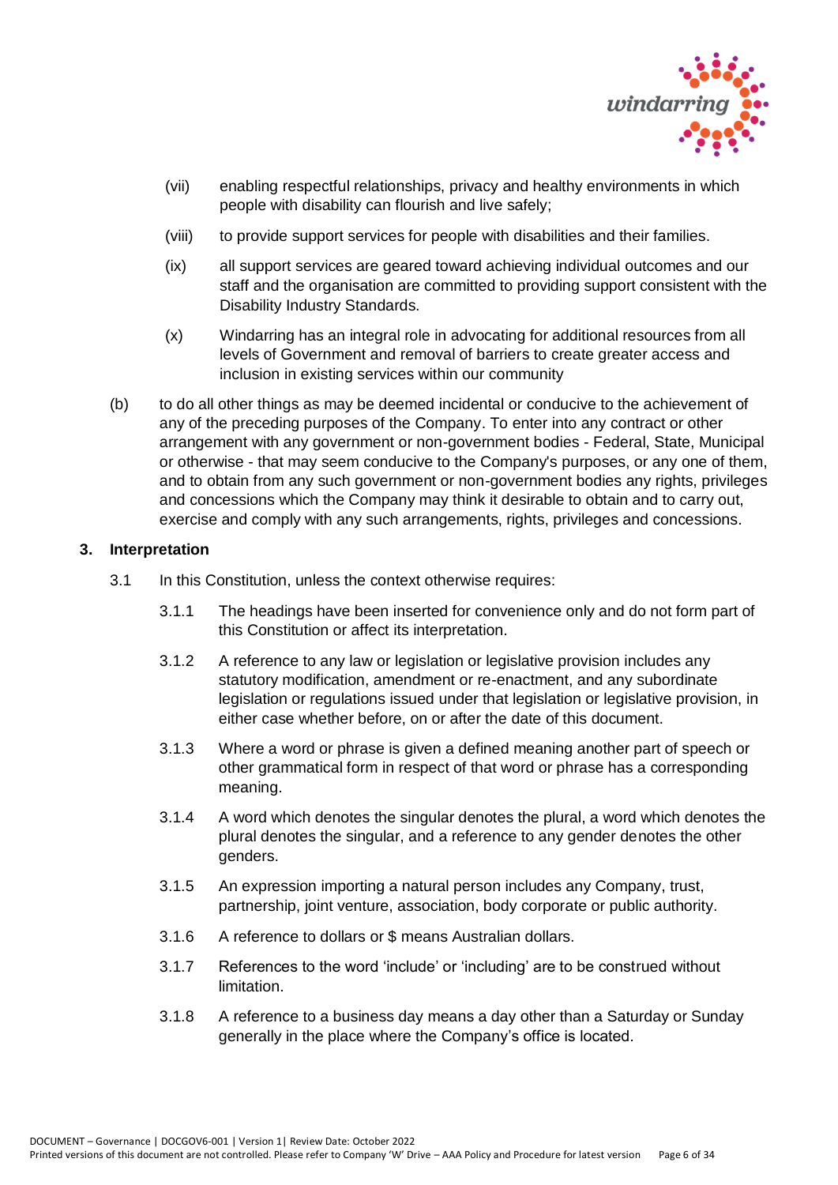(vii) enabling respectful relationships, privacy and healthy environments in which people with disability can flourish and live safely;

(viii) to provide support services for people with disabilities and their families.

(ix) all support services are geared toward achieving individual outcomes and our staff and the organisation are committed to providing support consistent with the Disability Industry Standards.

(x) Windarring has an integral role in advocating for additional resources from all levels of Government and removal of barriers to create greater access and inclusion in existing services within our community

(b) to do all other things as may be deemed incidental or conducive to the achievement of any of the preceding purposes of the Company. To enter into any contract or other arrangement with any government or non-government bodies - Federal, State, Municipal or otherwise - that may seem conducive to the Company's purposes, or any one of them, and to obtain from any such government or non-government bodies any rights, privileges and concessions which the Company may think it desirable to obtain and to carry out, exercise and comply with any such arrangements, rights, privileges and concessions.

## 3. Interpretation

3.1 In this Constitution, unless the context otherwise requires:

3.1.1 The headings have been inserted for convenience only and do not form part of this Constitution or affect its interpretation.

3.1.2 A reference to any law or legislation or legislative provision includes any statutory modification, amendment or re-enactment, and any subordinate legislation or regulations issued under that legislation or legislative provision, in either case whether before, on or after the date of this document.

3.1.3 Where a word or phrase is given a defined meaning another part of speech or other grammatical form in respect of that word or phrase has a corresponding meaning.

3.1.4 A word which denotes the singular denotes the plural, a word which denotes the plural denotes the singular, and a reference to any gender denotes the other genders.

3.1.5 An expression importing a natural person includes any Company, trust, partnership, joint venture, association, body corporate or public authority.

3.1.6 A reference to dollars or $ means Australian dollars.

3.1.7 References to the word 'include' or 'including' are to be construed without limitation.

3.1.8 A reference to a business day means a day other than a Saturday or Sunday generally in the place where the Company's office is located.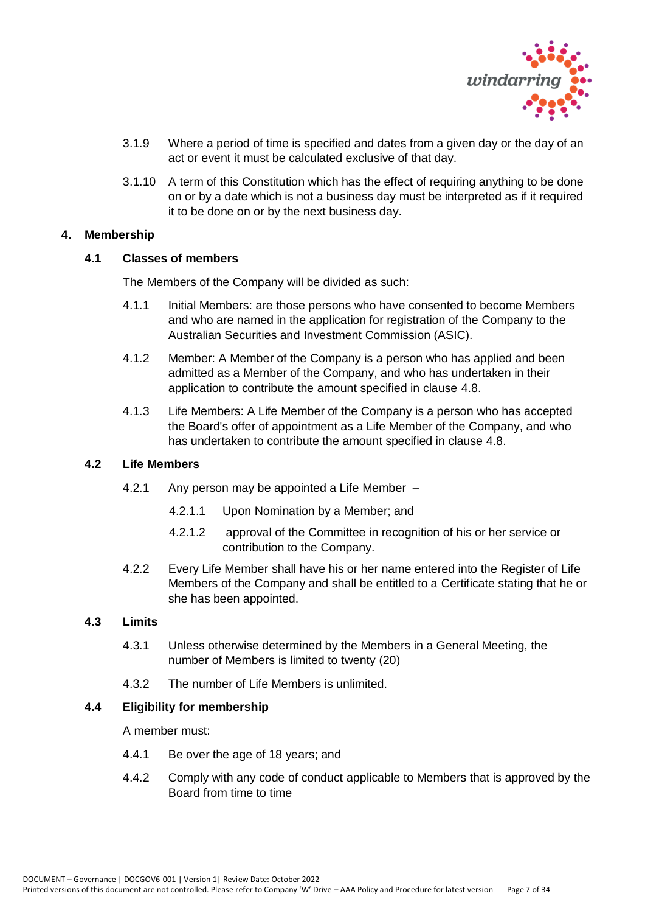3.1.9 Where a period of time is specified and dates from a given day or the day of an act or event it must be calculated exclusive of that day.

3.1.10 A term of this Constitution which has the effect of requiring anything to be done on or by a date which is not a business day must be interpreted as if it required it to be done on or by the next business day.

## 4. Membership

### 4.1 Classes of members

The Members of the Company will be divided as such:

4.1.1 Initial Members: are those persons who have consented to become Members and who are named in the application for registration of the Company to the Australian Securities and Investment Commission (ASIC).

4.1.2 Member: A Member of the Company is a person who has applied and been admitted as a Member of the Company, and who has undertaken in their application to contribute the amount specified in clause 4.8.

4.1.3 Life Members: A Life Member of the Company is a person who has accepted the Board's offer of appointment as a Life Member of the Company, and who has undertaken to contribute the amount specified in clause 4.8.

### 4.2 Life Members

4.2.1 Any person may be appointed a Life Member –

4.2.1.1 Upon Nomination by a Member; and

4.2.1.2 approval of the Committee in recognition of his or her service or contribution to the Company.

4.2.2 Every Life Member shall have his or her name entered into the Register of Life Members of the Company and shall be entitled to a Certificate stating that he or she has been appointed.

### 4.3 Limits

4.3.1 Unless otherwise determined by the Members in a General Meeting, the number of Members is limited to twenty (20)

4.3.2 The number of Life Members is unlimited.

### 4.4 Eligibility for membership

A member must:

4.4.1 Be over the age of 18 years; and

4.4.2 Comply with any code of conduct applicable to Members that is approved by the Board from time to time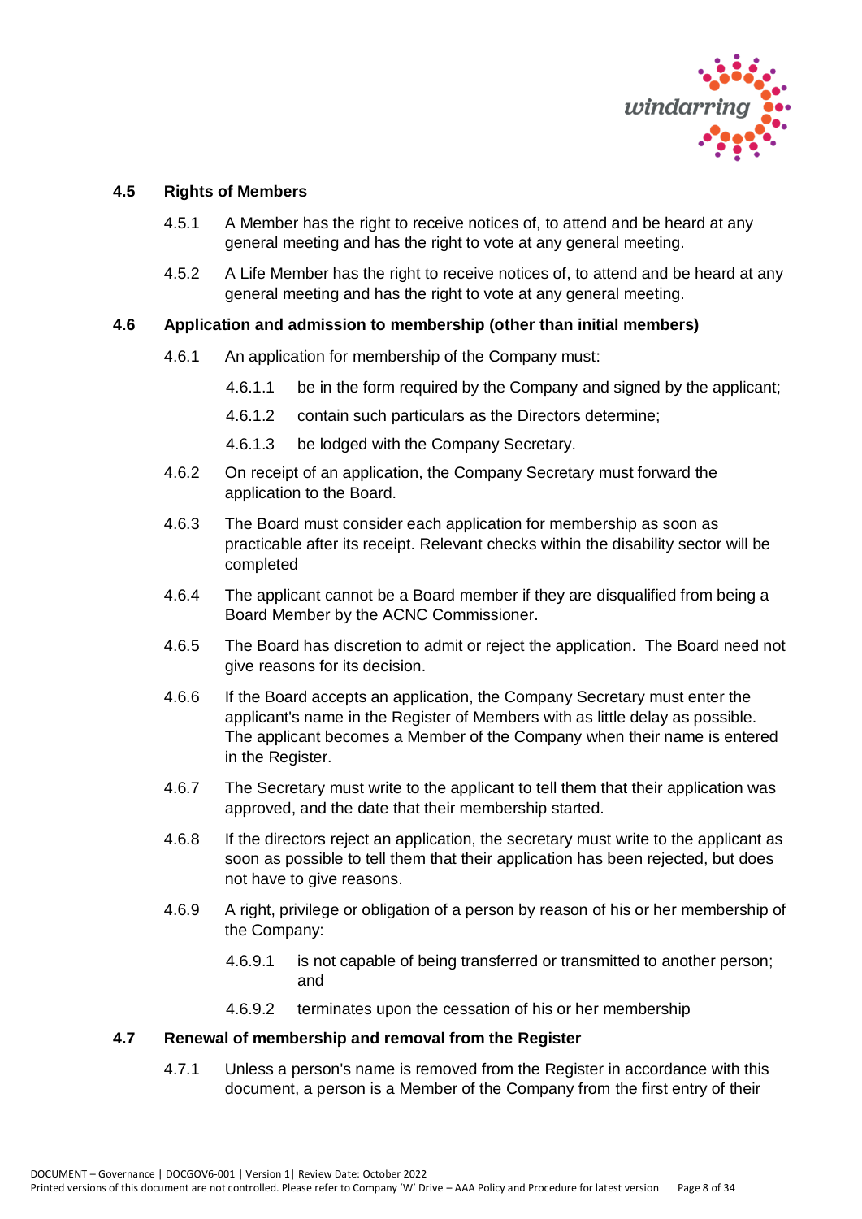### 4.5 Rights of Members

4.5.1 A Member has the right to receive notices of, to attend and be heard at any general meeting and has the right to vote at any general meeting.

4.5.2 A Life Member has the right to receive notices of, to attend and be heard at any general meeting and has the right to vote at any general meeting.

### 4.6 Application and admission to membership (other than initial members)

4.6.1 An application for membership of the Company must:

4.6.1.1 be in the form required by the Company and signed by the applicant;

4.6.1.2 contain such particulars as the Directors determine;

4.6.1.3 be lodged with the Company Secretary.

4.6.2 On receipt of an application, the Company Secretary must forward the application to the Board.

4.6.3 The Board must consider each application for membership as soon as practicable after its receipt. Relevant checks within the disability sector will be completed

4.6.4 The applicant cannot be a Board member if they are disqualified from being a Board Member by the ACNC Commissioner.

4.6.5 The Board has discretion to admit or reject the application. The Board need not give reasons for its decision.

4.6.6 If the Board accepts an application, the Company Secretary must enter the applicant's name in the Register of Members with as little delay as possible. The applicant becomes a Member of the Company when their name is entered in the Register.

4.6.7 The Secretary must write to the applicant to tell them that their application was approved, and the date that their membership started.

4.6.8 If the directors reject an application, the secretary must write to the applicant as soon as possible to tell them that their application has been rejected, but does not have to give reasons.

4.6.9 A right, privilege or obligation of a person by reason of his or her membership of the Company:

4.6.9.1 is not capable of being transferred or transmitted to another person; and

4.6.9.2 terminates upon the cessation of his or her membership

### 4.7 Renewal of membership and removal from the Register

4.7.1 Unless a person's name is removed from the Register in accordance with this document, a person is a Member of the Company from the first entry of their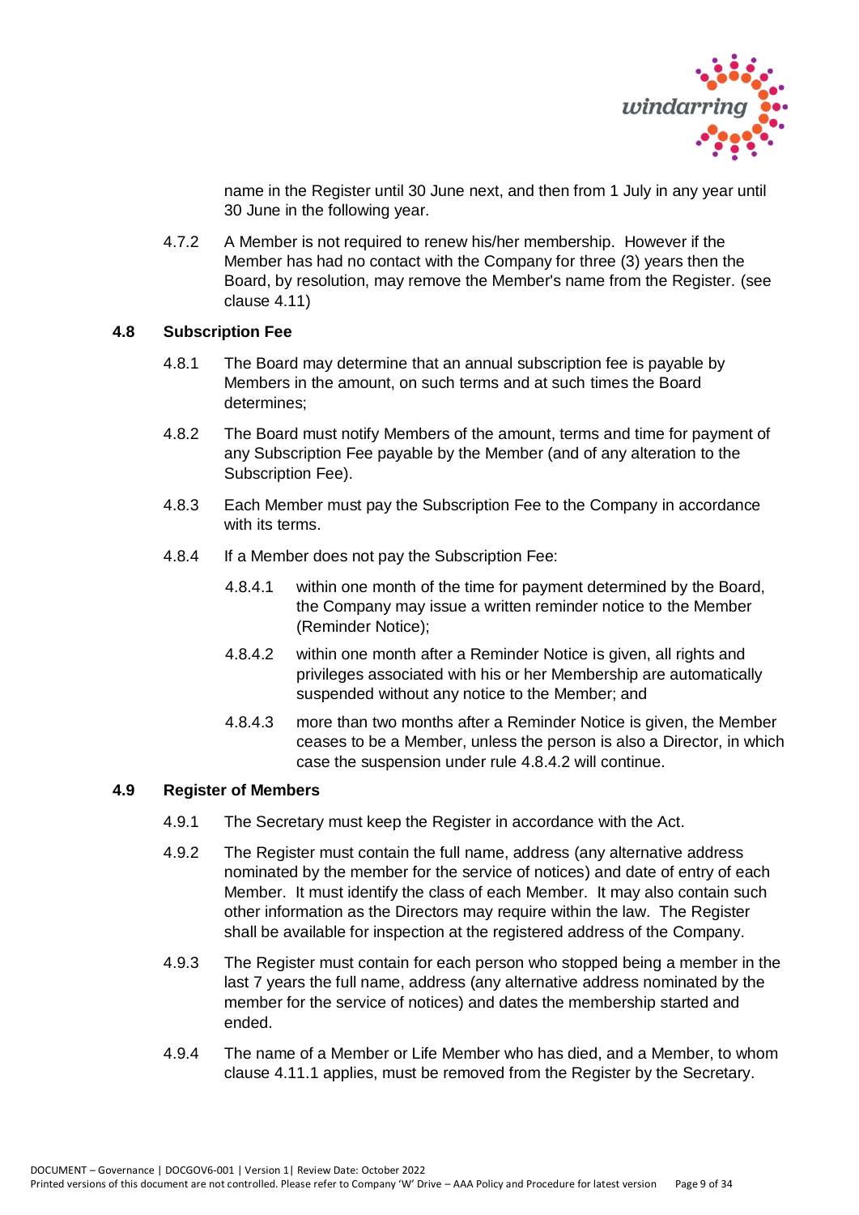name in the Register until 30 June next, and then from 1 July in any year until 30 June in the following year.

4.7.2 A Member is not required to renew his/her membership. However if the Member has had no contact with the Company for three (3) years then the Board, by resolution, may remove the Member's name from the Register. (see clause 4.11)

### 4.8 Subscription Fee

4.8.1 The Board may determine that an annual subscription fee is payable by Members in the amount, on such terms and at such times the Board determines;

4.8.2 The Board must notify Members of the amount, terms and time for payment of any Subscription Fee payable by the Member (and of any alteration to the Subscription Fee).

4.8.3 Each Member must pay the Subscription Fee to the Company in accordance with its terms.

4.8.4 If a Member does not pay the Subscription Fee:

4.8.4.1 within one month of the time for payment determined by the Board, the Company may issue a written reminder notice to the Member (Reminder Notice);

4.8.4.2 within one month after a Reminder Notice is given, all rights and privileges associated with his or her Membership are automatically suspended without any notice to the Member; and

4.8.4.3 more than two months after a Reminder Notice is given, the Member ceases to be a Member, unless the person is also a Director, in which case the suspension under rule 4.8.4.2 will continue.

### 4.9 Register of Members

4.9.1 The Secretary must keep the Register in accordance with the Act.

4.9.2 The Register must contain the full name, address (any alternative address nominated by the member for the service of notices) and date of entry of each Member. It must identify the class of each Member. It may also contain such other information as the Directors may require within the law. The Register shall be available for inspection at the registered address of the Company.

4.9.3 The Register must contain for each person who stopped being a member in the last 7 years the full name, address (any alternative address nominated by the member for the service of notices) and dates the membership started and ended.

4.9.4 The name of a Member or Life Member who has died, and a Member, to whom clause 4.11.1 applies, must be removed from the Register by the Secretary.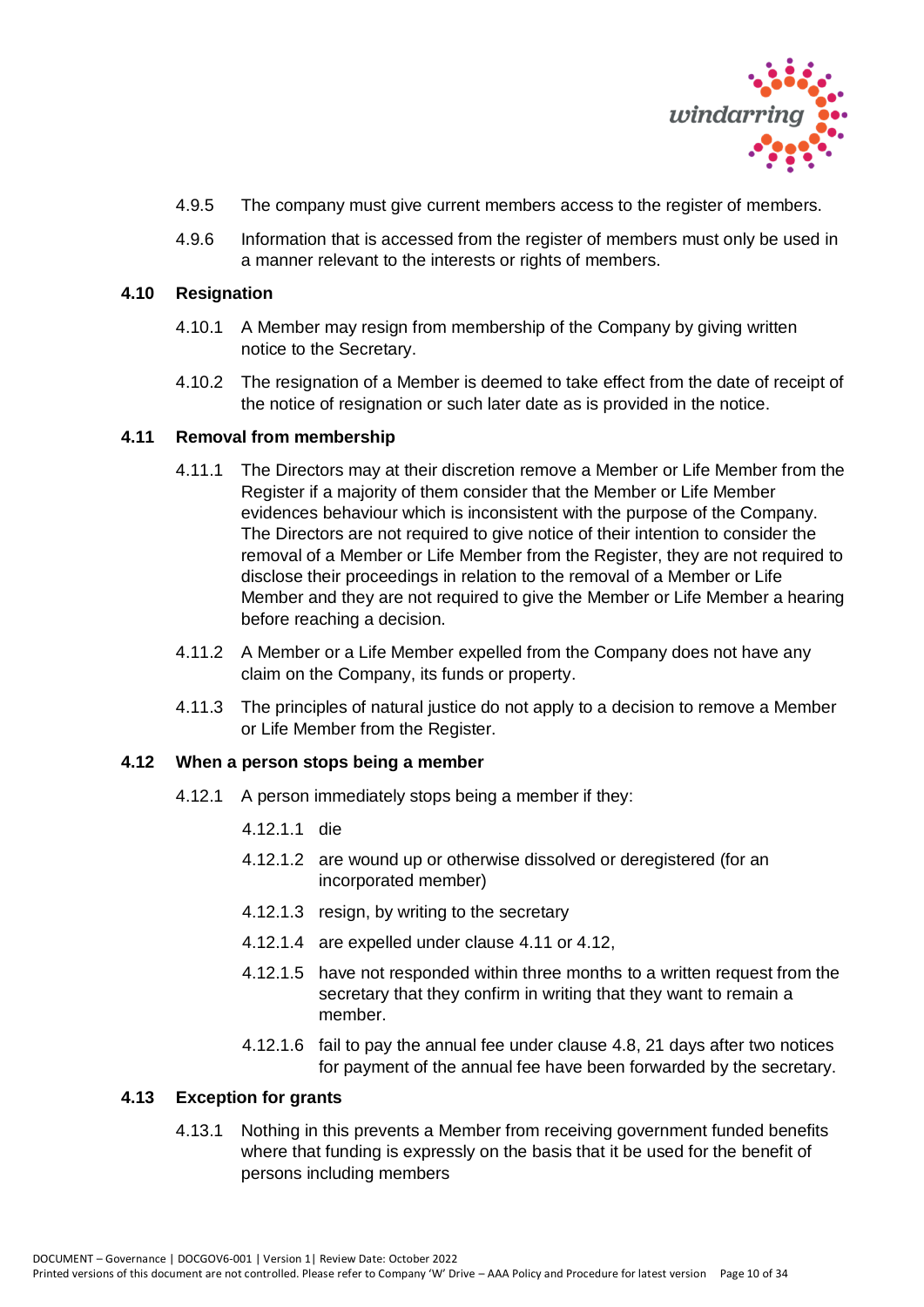4.9.5 The company must give current members access to the register of members.

4.9.6 Information that is accessed from the register of members must only be used in a manner relevant to the interests or rights of members.

### 4.10 Resignation

4.10.1 A Member may resign from membership of the Company by giving written notice to the Secretary.

4.10.2 The resignation of a Member is deemed to take effect from the date of receipt of the notice of resignation or such later date as is provided in the notice.

### 4.11 Removal from membership

4.11.1 The Directors may at their discretion remove a Member or Life Member from the Register if a majority of them consider that the Member or Life Member evidences behaviour which is inconsistent with the purpose of the Company. The Directors are not required to give notice of their intention to consider the removal of a Member or Life Member from the Register, they are not required to disclose their proceedings in relation to the removal of a Member or Life Member and they are not required to give the Member or Life Member a hearing before reaching a decision.

4.11.2 A Member or a Life Member expelled from the Company does not have any claim on the Company, its funds or property.

4.11.3 The principles of natural justice do not apply to a decision to remove a Member or Life Member from the Register.

### 4.12 When a person stops being a member

4.12.1 A person immediately stops being a member if they:

- 4.12.1.1 die
- 4.12.1.2 are wound up or otherwise dissolved or deregistered (for an incorporated member)
- 4.12.1.3 resign, by writing to the secretary
- 4.12.1.4 are expelled under clause 4.11 or 4.12,
- 4.12.1.5 have not responded within three months to a written request from the secretary that they confirm in writing that they want to remain a member.
- 4.12.1.6 fail to pay the annual fee under clause 4.8, 21 days after two notices for payment of the annual fee have been forwarded by the secretary.

### 4.13 Exception for grants

4.13.1 Nothing in this prevents a Member from receiving government funded benefits where that funding is expressly on the basis that it be used for the benefit of persons including members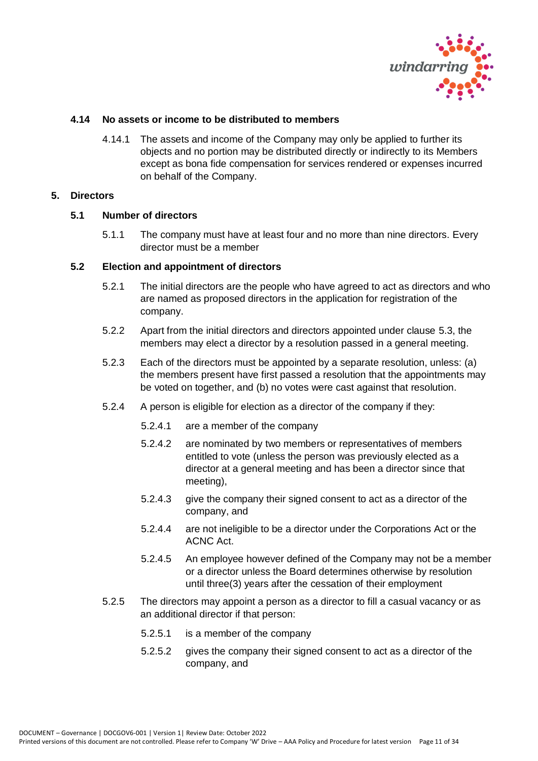### 4.14 No assets or income to be distributed to members

4.14.1 The assets and income of the Company may only be applied to further its objects and no portion may be distributed directly or indirectly to its Members except as bona fide compensation for services rendered or expenses incurred on behalf of the Company.

## 5. Directors

### 5.1 Number of directors

5.1.1 The company must have at least four and no more than nine directors. Every director must be a member

### 5.2 Election and appointment of directors

5.2.1 The initial directors are the people who have agreed to act as directors and who are named as proposed directors in the application for registration of the company.

5.2.2 Apart from the initial directors and directors appointed under clause 5.3, the members may elect a director by a resolution passed in a general meeting.

5.2.3 Each of the directors must be appointed by a separate resolution, unless: (a) the members present have first passed a resolution that the appointments may be voted on together, and (b) no votes were cast against that resolution.

5.2.4 A person is eligible for election as a director of the company if they:

5.2.4.1 are a member of the company

5.2.4.2 are nominated by two members or representatives of members entitled to vote (unless the person was previously elected as a director at a general meeting and has been a director since that meeting),

5.2.4.3 give the company their signed consent to act as a director of the company, and

5.2.4.4 are not ineligible to be a director under the Corporations Act or the ACNC Act.

5.2.4.5 An employee however defined of the Company may not be a member or a director unless the Board determines otherwise by resolution until three(3) years after the cessation of their employment

5.2.5 The directors may appoint a person as a director to fill a casual vacancy or as an additional director if that person:

5.2.5.1 is a member of the company

5.2.5.2 gives the company their signed consent to act as a director of the company, and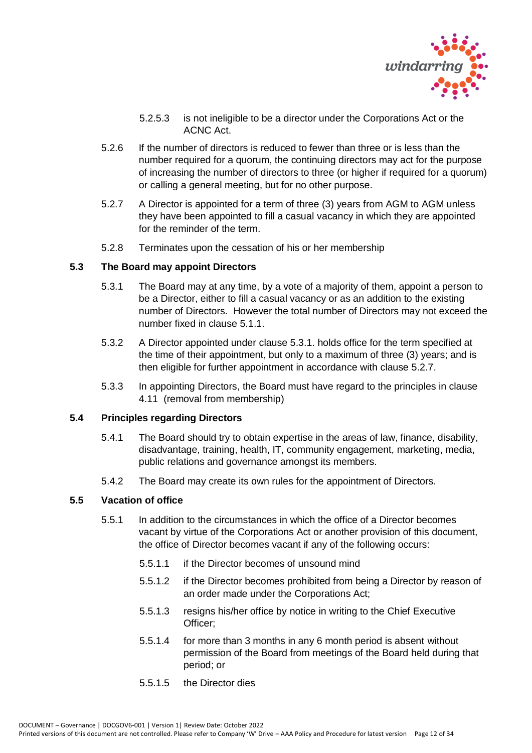5.2.5.3 is not ineligible to be a director under the Corporations Act or the ACNC Act.

5.2.6 If the number of directors is reduced to fewer than three or is less than the number required for a quorum, the continuing directors may act for the purpose of increasing the number of directors to three (or higher if required for a quorum) or calling a general meeting, but for no other purpose.

5.2.7 A Director is appointed for a term of three (3) years from AGM to AGM unless they have been appointed to fill a casual vacancy in which they are appointed for the reminder of the term.

5.2.8 Terminates upon the cessation of his or her membership

### 5.3 The Board may appoint Directors

5.3.1 The Board may at any time, by a vote of a majority of them, appoint a person to be a Director, either to fill a casual vacancy or as an addition to the existing number of Directors. However the total number of Directors may not exceed the number fixed in clause 5.1.1.

5.3.2 A Director appointed under clause 5.3.1. holds office for the term specified at the time of their appointment, but only to a maximum of three (3) years; and is then eligible for further appointment in accordance with clause 5.2.7.

5.3.3 In appointing Directors, the Board must have regard to the principles in clause 4.11 (removal from membership)

### 5.4 Principles regarding Directors

5.4.1 The Board should try to obtain expertise in the areas of law, finance, disability, disadvantage, training, health, IT, community engagement, marketing, media, public relations and governance amongst its members.

5.4.2 The Board may create its own rules for the appointment of Directors.

### 5.5 Vacation of office

5.5.1 In addition to the circumstances in which the office of a Director becomes vacant by virtue of the Corporations Act or another provision of this document, the office of Director becomes vacant if any of the following occurs:

5.5.1.1 if the Director becomes of unsound mind

5.5.1.2 if the Director becomes prohibited from being a Director by reason of an order made under the Corporations Act;

5.5.1.3 resigns his/her office by notice in writing to the Chief Executive Officer;

5.5.1.4 for more than 3 months in any 6 month period is absent without permission of the Board from meetings of the Board held during that period; or

5.5.1.5 the Director dies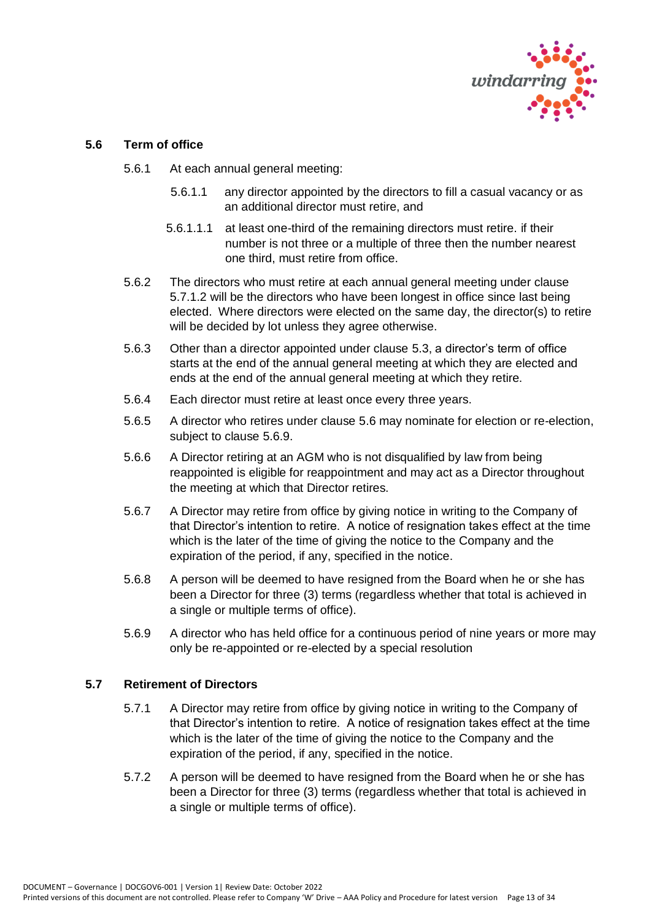### 5.6 Term of office

5.6.1 At each annual general meeting:

5.6.1.1 any director appointed by the directors to fill a casual vacancy or as an additional director must retire, and

5.6.1.1.1 at least one-third of the remaining directors must retire. if their number is not three or a multiple of three then the number nearest one third, must retire from office.

5.6.2 The directors who must retire at each annual general meeting under clause 5.7.1.2 will be the directors who have been longest in office since last being elected. Where directors were elected on the same day, the director(s) to retire will be decided by lot unless they agree otherwise.

5.6.3 Other than a director appointed under clause 5.3, a director's term of office starts at the end of the annual general meeting at which they are elected and ends at the end of the annual general meeting at which they retire.

5.6.4 Each director must retire at least once every three years.

5.6.5 A director who retires under clause 5.6 may nominate for election or re-election, subject to clause 5.6.9.

5.6.6 A Director retiring at an AGM who is not disqualified by law from being reappointed is eligible for reappointment and may act as a Director throughout the meeting at which that Director retires.

5.6.7 A Director may retire from office by giving notice in writing to the Company of that Director's intention to retire. A notice of resignation takes effect at the time which is the later of the time of giving the notice to the Company and the expiration of the period, if any, specified in the notice.

5.6.8 A person will be deemed to have resigned from the Board when he or she has been a Director for three (3) terms (regardless whether that total is achieved in a single or multiple terms of office).

5.6.9 A director who has held office for a continuous period of nine years or more may only be re-appointed or re-elected by a special resolution

### 5.7 Retirement of Directors

5.7.1 A Director may retire from office by giving notice in writing to the Company of that Director's intention to retire. A notice of resignation takes effect at the time which is the later of the time of giving the notice to the Company and the expiration of the period, if any, specified in the notice.

5.7.2 A person will be deemed to have resigned from the Board when he or she has been a Director for three (3) terms (regardless whether that total is achieved in a single or multiple terms of office).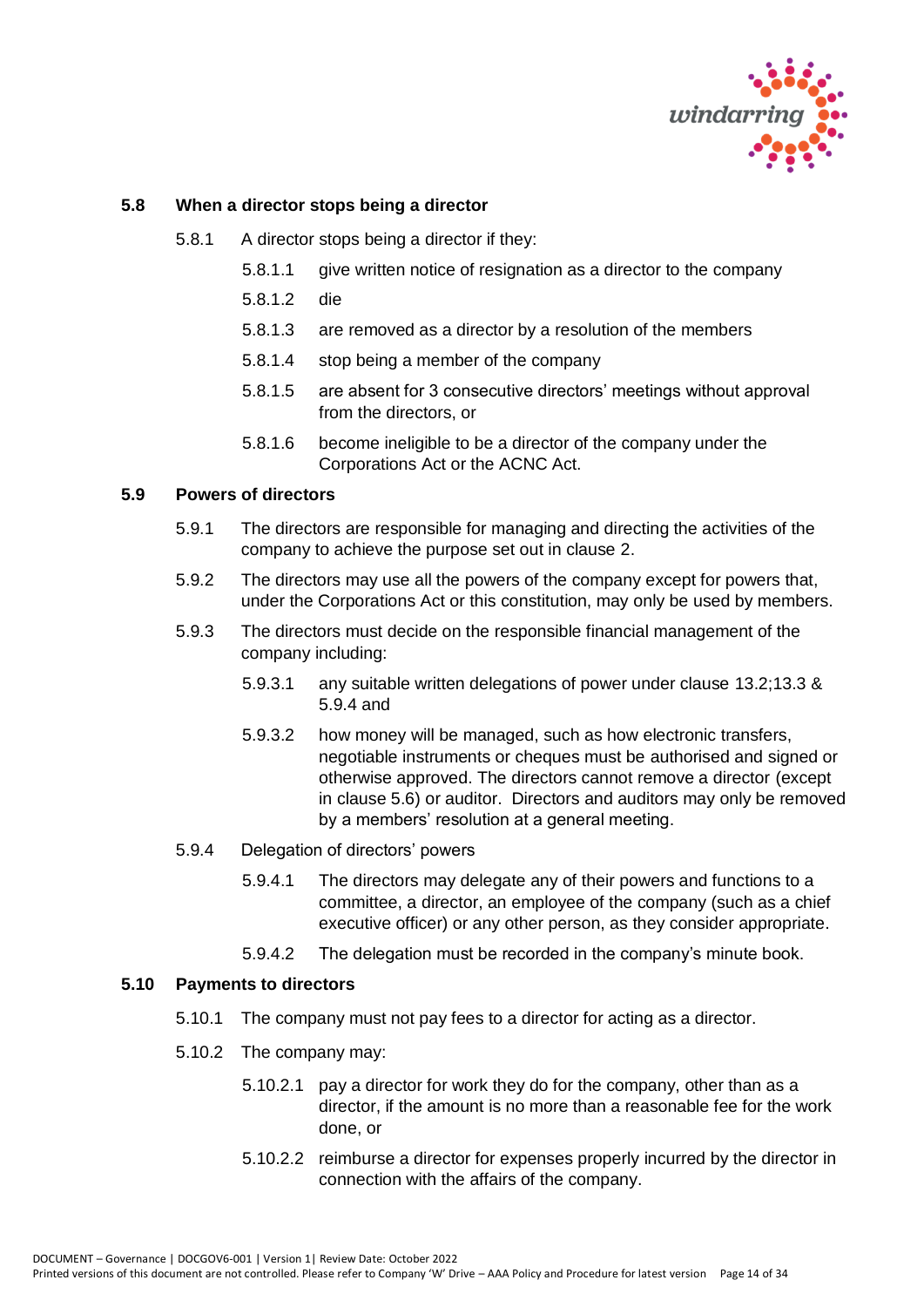### 5.8 When a director stops being a director

5.8.1 A director stops being a director if they:

- 5.8.1.1 give written notice of resignation as a director to the company
- 5.8.1.2 die
- 5.8.1.3 are removed as a director by a resolution of the members
- 5.8.1.4 stop being a member of the company
- 5.8.1.5 are absent for 3 consecutive directors' meetings without approval from the directors, or
- 5.8.1.6 become ineligible to be a director of the company under the Corporations Act or the ACNC Act.

### 5.9 Powers of directors

5.9.1 The directors are responsible for managing and directing the activities of the company to achieve the purpose set out in clause 2.

5.9.2 The directors may use all the powers of the company except for powers that, under the Corporations Act or this constitution, may only be used by members.

5.9.3 The directors must decide on the responsible financial management of the company including:

- 5.9.3.1 any suitable written delegations of power under clause 13.2;13.3 & 5.9.4 and
- 5.9.3.2 how money will be managed, such as how electronic transfers, negotiable instruments or cheques must be authorised and signed or otherwise approved. The directors cannot remove a director (except in clause 5.6) or auditor. Directors and auditors may only be removed by a members' resolution at a general meeting.

5.9.4 Delegation of directors' powers

- 5.9.4.1 The directors may delegate any of their powers and functions to a committee, a director, an employee of the company (such as a chief executive officer) or any other person, as they consider appropriate.
- 5.9.4.2 The delegation must be recorded in the company's minute book.

### 5.10 Payments to directors

5.10.1 The company must not pay fees to a director for acting as a director.

5.10.2 The company may:

- 5.10.2.1 pay a director for work they do for the company, other than as a director, if the amount is no more than a reasonable fee for the work done, or
- 5.10.2.2 reimburse a director for expenses properly incurred by the director in connection with the affairs of the company.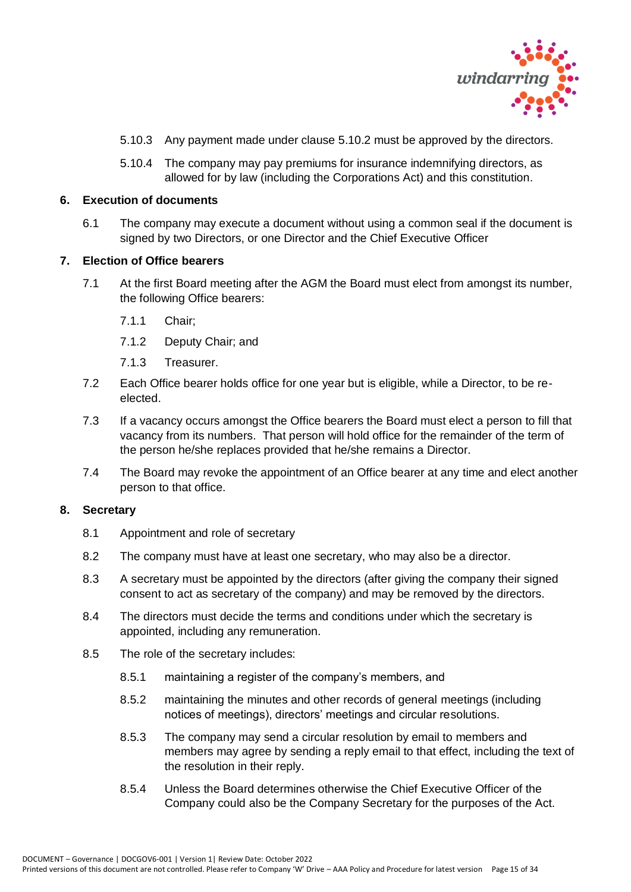5.10.3 Any payment made under clause 5.10.2 must be approved by the directors.

5.10.4 The company may pay premiums for insurance indemnifying directors, as allowed for by law (including the Corporations Act) and this constitution.

## 6. Execution of documents

6.1 The company may execute a document without using a common seal if the document is signed by two Directors, or one Director and the Chief Executive Officer

## 7. Election of Office bearers

7.1 At the first Board meeting after the AGM the Board must elect from amongst its number, the following Office bearers:

7.1.1 Chair;

7.1.2 Deputy Chair; and

7.1.3 Treasurer.

7.2 Each Office bearer holds office for one year but is eligible, while a Director, to be re-elected.

7.3 If a vacancy occurs amongst the Office bearers the Board must elect a person to fill that vacancy from its numbers. That person will hold office for the remainder of the term of the person he/she replaces provided that he/she remains a Director.

7.4 The Board may revoke the appointment of an Office bearer at any time and elect another person to that office.

## 8. Secretary

8.1 Appointment and role of secretary

8.2 The company must have at least one secretary, who may also be a director.

8.3 A secretary must be appointed by the directors (after giving the company their signed consent to act as secretary of the company) and may be removed by the directors.

8.4 The directors must decide the terms and conditions under which the secretary is appointed, including any remuneration.

8.5 The role of the secretary includes:

8.5.1 maintaining a register of the company's members, and

8.5.2 maintaining the minutes and other records of general meetings (including notices of meetings), directors' meetings and circular resolutions.

8.5.3 The company may send a circular resolution by email to members and members may agree by sending a reply email to that effect, including the text of the resolution in their reply.

8.5.4 Unless the Board determines otherwise the Chief Executive Officer of the Company could also be the Company Secretary for the purposes of the Act.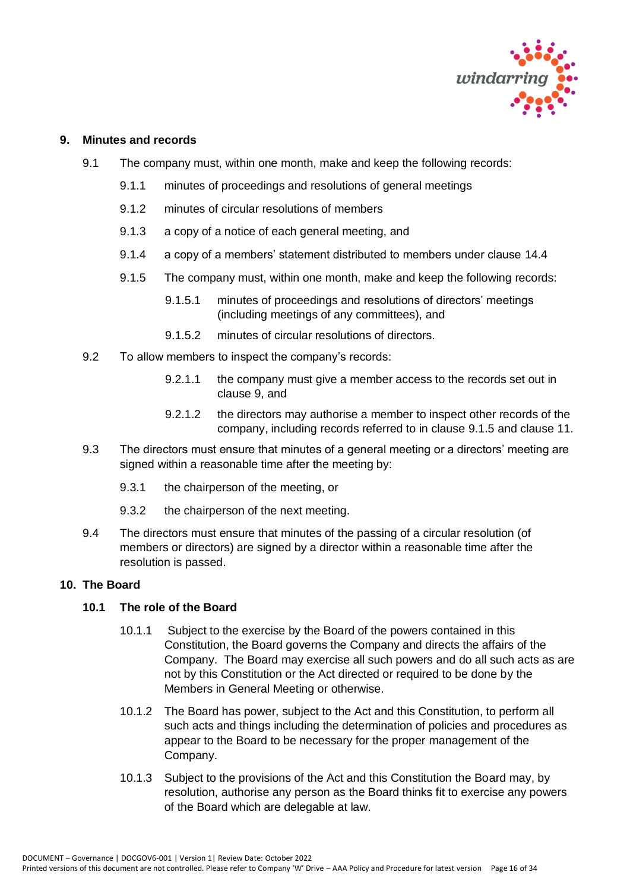## 9. Minutes and records

9.1 The company must, within one month, make and keep the following records:

9.1.1 minutes of proceedings and resolutions of general meetings

9.1.2 minutes of circular resolutions of members

9.1.3 a copy of a notice of each general meeting, and

9.1.4 a copy of a members' statement distributed to members under clause 14.4

9.1.5 The company must, within one month, make and keep the following records:

9.1.5.1 minutes of proceedings and resolutions of directors' meetings (including meetings of any committees), and

9.1.5.2 minutes of circular resolutions of directors.

9.2 To allow members to inspect the company's records:

9.2.1.1 the company must give a member access to the records set out in clause 9, and

9.2.1.2 the directors may authorise a member to inspect other records of the company, including records referred to in clause 9.1.5 and clause 11.

9.3 The directors must ensure that minutes of a general meeting or a directors' meeting are signed within a reasonable time after the meeting by:

9.3.1 the chairperson of the meeting, or

9.3.2 the chairperson of the next meeting.

9.4 The directors must ensure that minutes of the passing of a circular resolution (of members or directors) are signed by a director within a reasonable time after the resolution is passed.

## 10. The Board

### 10.1 The role of the Board

10.1.1 Subject to the exercise by the Board of the powers contained in this Constitution, the Board governs the Company and directs the affairs of the Company. The Board may exercise all such powers and do all such acts as are not by this Constitution or the Act directed or required to be done by the Members in General Meeting or otherwise.

10.1.2 The Board has power, subject to the Act and this Constitution, to perform all such acts and things including the determination of policies and procedures as appear to the Board to be necessary for the proper management of the Company.

10.1.3 Subject to the provisions of the Act and this Constitution the Board may, by resolution, authorise any person as the Board thinks fit to exercise any powers of the Board which are delegable at law.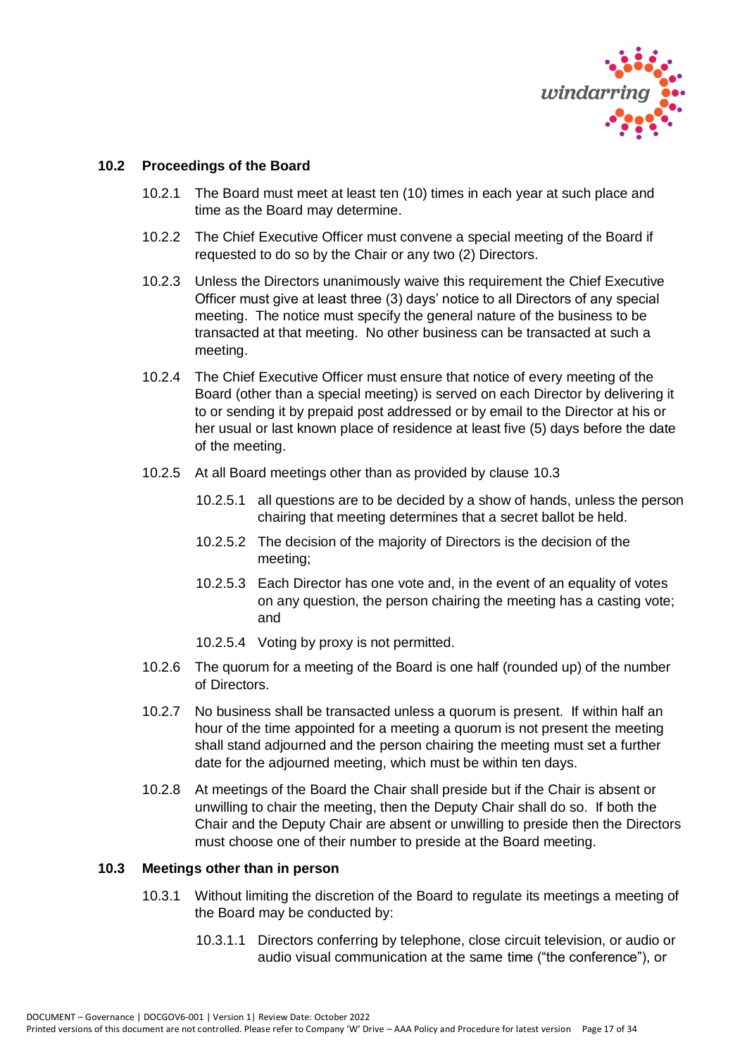### 10.2 Proceedings of the Board

10.2.1 The Board must meet at least ten (10) times in each year at such place and time as the Board may determine.

10.2.2 The Chief Executive Officer must convene a special meeting of the Board if requested to do so by the Chair or any two (2) Directors.

10.2.3 Unless the Directors unanimously waive this requirement the Chief Executive Officer must give at least three (3) days' notice to all Directors of any special meeting. The notice must specify the general nature of the business to be transacted at that meeting. No other business can be transacted at such a meeting.

10.2.4 The Chief Executive Officer must ensure that notice of every meeting of the Board (other than a special meeting) is served on each Director by delivering it to or sending it by prepaid post addressed or by email to the Director at his or her usual or last known place of residence at least five (5) days before the date of the meeting.

10.2.5 At all Board meetings other than as provided by clause 10.3

- 10.2.5.1 all questions are to be decided by a show of hands, unless the person chairing that meeting determines that a secret ballot be held.
- 10.2.5.2 The decision of the majority of Directors is the decision of the meeting;
- 10.2.5.3 Each Director has one vote and, in the event of an equality of votes on any question, the person chairing the meeting has a casting vote; and
- 10.2.5.4 Voting by proxy is not permitted.

10.2.6 The quorum for a meeting of the Board is one half (rounded up) of the number of Directors.

10.2.7 No business shall be transacted unless a quorum is present. If within half an hour of the time appointed for a meeting a quorum is not present the meeting shall stand adjourned and the person chairing the meeting must set a further date for the adjourned meeting, which must be within ten days.

10.2.8 At meetings of the Board the Chair shall preside but if the Chair is absent or unwilling to chair the meeting, then the Deputy Chair shall do so. If both the Chair and the Deputy Chair are absent or unwilling to preside then the Directors must choose one of their number to preside at the Board meeting.

### 10.3 Meetings other than in person

10.3.1 Without limiting the discretion of the Board to regulate its meetings a meeting of the Board may be conducted by:

- 10.3.1.1 Directors conferring by telephone, close circuit television, or audio or audio visual communication at the same time ("the conference"), or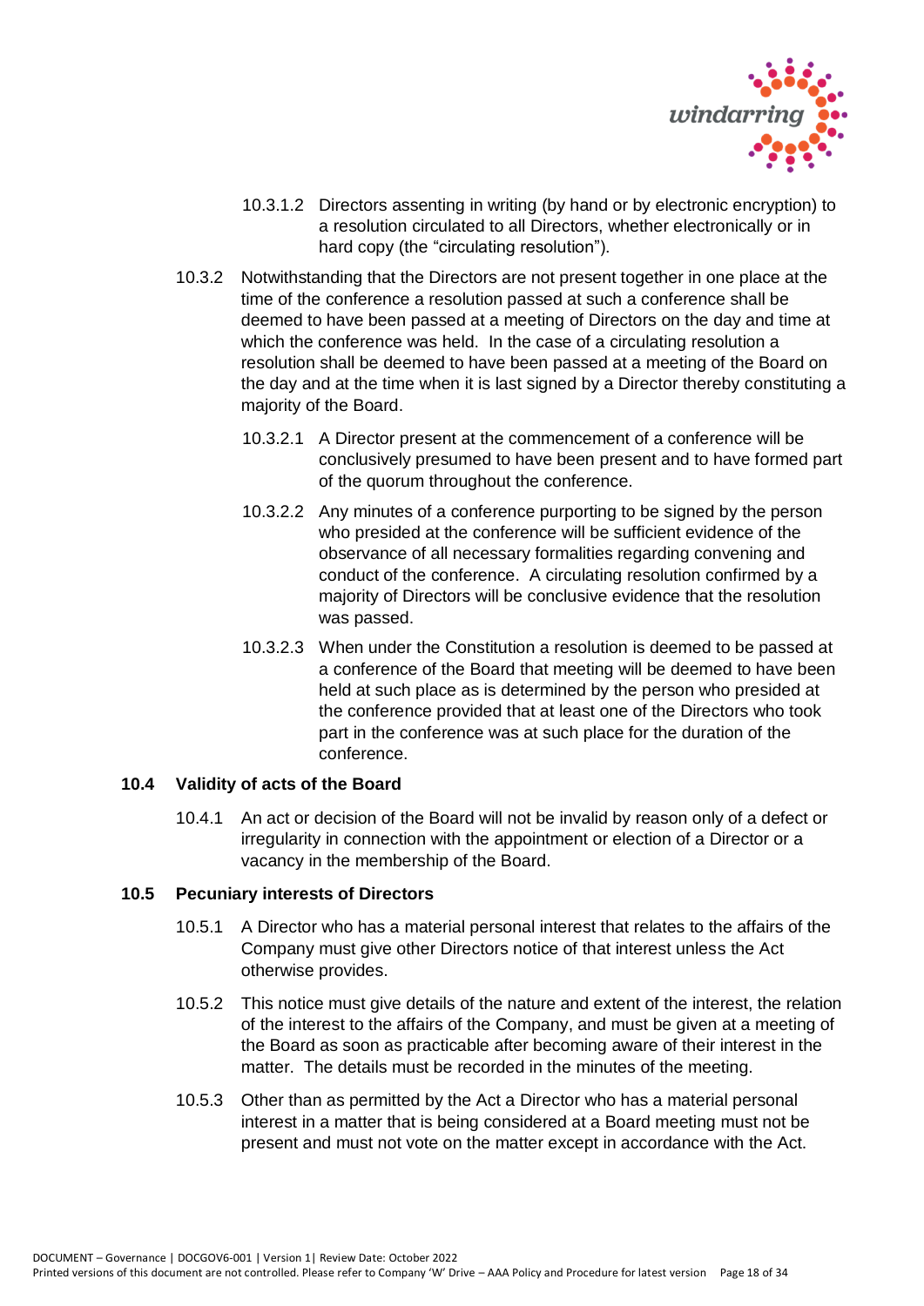10.3.1.2 Directors assenting in writing (by hand or by electronic encryption) to a resolution circulated to all Directors, whether electronically or in hard copy (the "circulating resolution").

10.3.2 Notwithstanding that the Directors are not present together in one place at the time of the conference a resolution passed at such a conference shall be deemed to have been passed at a meeting of Directors on the day and time at which the conference was held. In the case of a circulating resolution a resolution shall be deemed to have been passed at a meeting of the Board on the day and at the time when it is last signed by a Director thereby constituting a majority of the Board.

10.3.2.1 A Director present at the commencement of a conference will be conclusively presumed to have been present and to have formed part of the quorum throughout the conference.

10.3.2.2 Any minutes of a conference purporting to be signed by the person who presided at the conference will be sufficient evidence of the observance of all necessary formalities regarding convening and conduct of the conference. A circulating resolution confirmed by a majority of Directors will be conclusive evidence that the resolution was passed.

10.3.2.3 When under the Constitution a resolution is deemed to be passed at a conference of the Board that meeting will be deemed to have been held at such place as is determined by the person who presided at the conference provided that at least one of the Directors who took part in the conference was at such place for the duration of the conference.

### 10.4 Validity of acts of the Board

10.4.1 An act or decision of the Board will not be invalid by reason only of a defect or irregularity in connection with the appointment or election of a Director or a vacancy in the membership of the Board.

### 10.5 Pecuniary interests of Directors

10.5.1 A Director who has a material personal interest that relates to the affairs of the Company must give other Directors notice of that interest unless the Act otherwise provides.

10.5.2 This notice must give details of the nature and extent of the interest, the relation of the interest to the affairs of the Company, and must be given at a meeting of the Board as soon as practicable after becoming aware of their interest in the matter. The details must be recorded in the minutes of the meeting.

10.5.3 Other than as permitted by the Act a Director who has a material personal interest in a matter that is being considered at a Board meeting must not be present and must not vote on the matter except in accordance with the Act.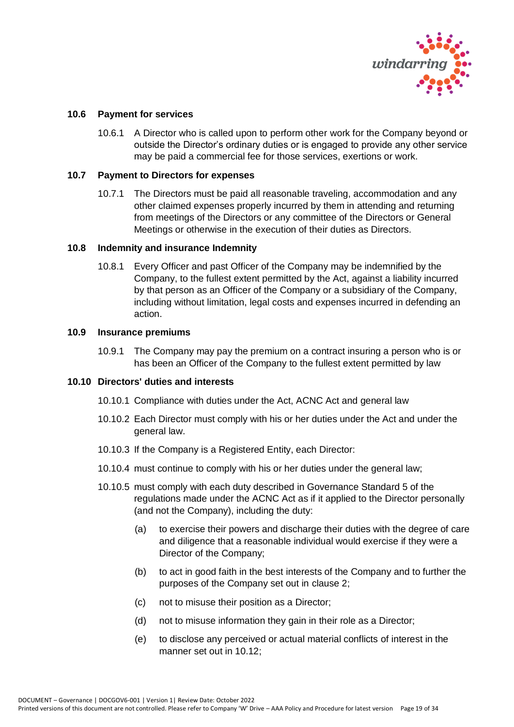### 10.6 Payment for services

10.6.1 A Director who is called upon to perform other work for the Company beyond or outside the Director's ordinary duties or is engaged to provide any other service may be paid a commercial fee for those services, exertions or work.

### 10.7 Payment to Directors for expenses

10.7.1 The Directors must be paid all reasonable traveling, accommodation and any other claimed expenses properly incurred by them in attending and returning from meetings of the Directors or any committee of the Directors or General Meetings or otherwise in the execution of their duties as Directors.

### 10.8 Indemnity and insurance Indemnity

10.8.1 Every Officer and past Officer of the Company may be indemnified by the Company, to the fullest extent permitted by the Act, against a liability incurred by that person as an Officer of the Company or a subsidiary of the Company, including without limitation, legal costs and expenses incurred in defending an action.

### 10.9 Insurance premiums

10.9.1 The Company may pay the premium on a contract insuring a person who is or has been an Officer of the Company to the fullest extent permitted by law

### 10.10 Directors' duties and interests

10.10.1 Compliance with duties under the Act, ACNC Act and general law

10.10.2 Each Director must comply with his or her duties under the Act and under the general law.

10.10.3 If the Company is a Registered Entity, each Director:

10.10.4 must continue to comply with his or her duties under the general law;

10.10.5 must comply with each duty described in Governance Standard 5 of the regulations made under the ACNC Act as if it applied to the Director personally (and not the Company), including the duty:

(a) to exercise their powers and discharge their duties with the degree of care and diligence that a reasonable individual would exercise if they were a Director of the Company;

(b) to act in good faith in the best interests of the Company and to further the purposes of the Company set out in clause 2;

(c) not to misuse their position as a Director;

(d) not to misuse information they gain in their role as a Director;

(e) to disclose any perceived or actual material conflicts of interest in the manner set out in 10.12;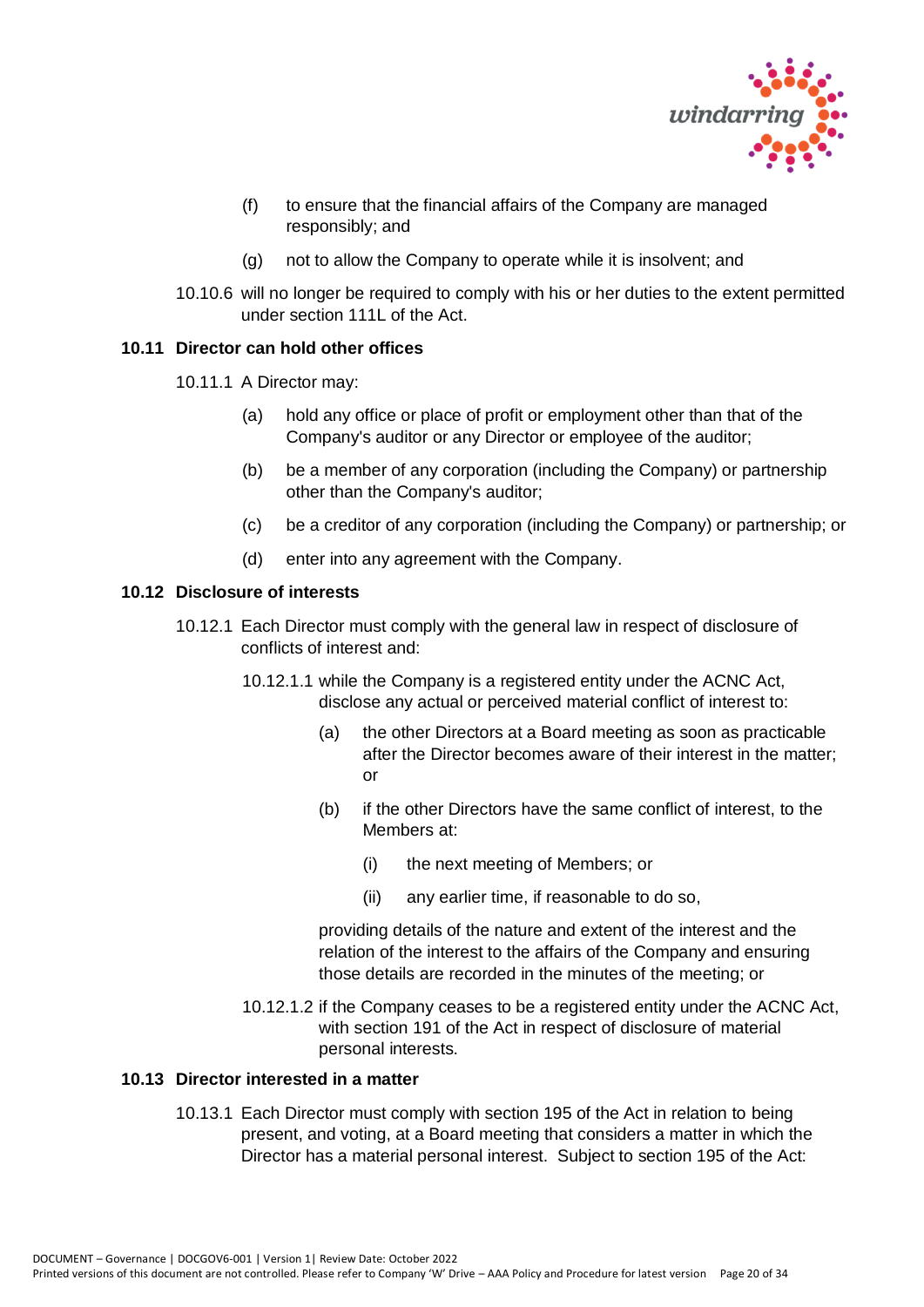(f) to ensure that the financial affairs of the Company are managed responsibly; and

(g) not to allow the Company to operate while it is insolvent; and

10.10.6 will no longer be required to comply with his or her duties to the extent permitted under section 111L of the Act.

### 10.11 Director can hold other offices

10.11.1 A Director may:

(a) hold any office or place of profit or employment other than that of the Company's auditor or any Director or employee of the auditor;

(b) be a member of any corporation (including the Company) or partnership other than the Company's auditor;

(c) be a creditor of any corporation (including the Company) or partnership; or

(d) enter into any agreement with the Company.

### 10.12 Disclosure of interests

10.12.1 Each Director must comply with the general law in respect of disclosure of conflicts of interest and:

10.12.1.1 while the Company is a registered entity under the ACNC Act, disclose any actual or perceived material conflict of interest to:

(a) the other Directors at a Board meeting as soon as practicable after the Director becomes aware of their interest in the matter; or

(b) if the other Directors have the same conflict of interest, to the Members at:

(i) the next meeting of Members; or

(ii) any earlier time, if reasonable to do so,

providing details of the nature and extent of the interest and the relation of the interest to the affairs of the Company and ensuring those details are recorded in the minutes of the meeting; or

10.12.1.2 if the Company ceases to be a registered entity under the ACNC Act, with section 191 of the Act in respect of disclosure of material personal interests.

### 10.13 Director interested in a matter

10.13.1 Each Director must comply with section 195 of the Act in relation to being present, and voting, at a Board meeting that considers a matter in which the Director has a material personal interest. Subject to section 195 of the Act: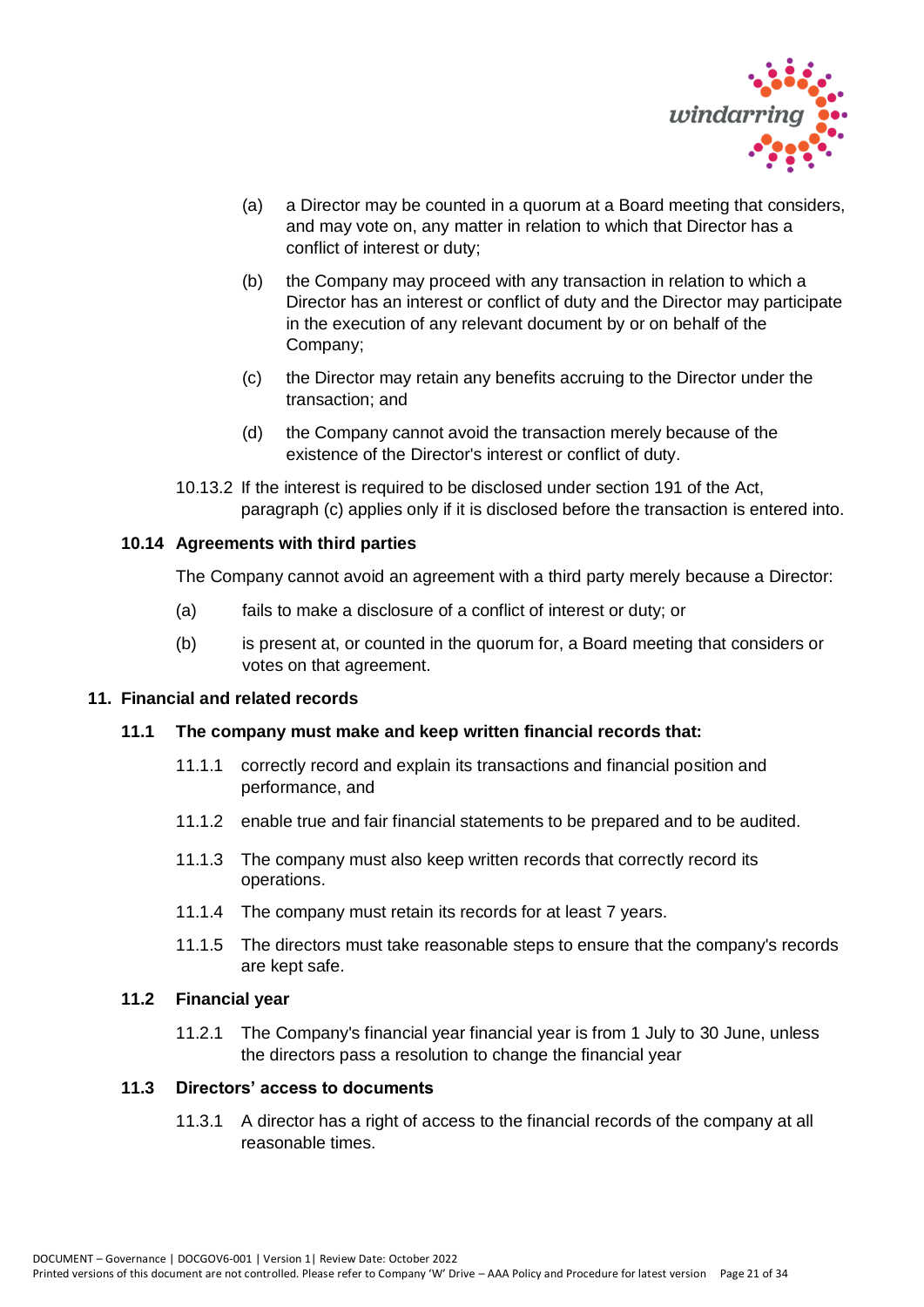(a) a Director may be counted in a quorum at a Board meeting that considers, and may vote on, any matter in relation to which that Director has a conflict of interest or duty;

(b) the Company may proceed with any transaction in relation to which a Director has an interest or conflict of duty and the Director may participate in the execution of any relevant document by or on behalf of the Company;

(c) the Director may retain any benefits accruing to the Director under the transaction; and

(d) the Company cannot avoid the transaction merely because of the existence of the Director's interest or conflict of duty.

10.13.2 If the interest is required to be disclosed under section 191 of the Act, paragraph (c) applies only if it is disclosed before the transaction is entered into.

### 10.14 Agreements with third parties

The Company cannot avoid an agreement with a third party merely because a Director:

(a) fails to make a disclosure of a conflict of interest or duty; or

(b) is present at, or counted in the quorum for, a Board meeting that considers or votes on that agreement.

## 11. Financial and related records

### 11.1 The company must make and keep written financial records that:

11.1.1 correctly record and explain its transactions and financial position and performance, and

11.1.2 enable true and fair financial statements to be prepared and to be audited.

11.1.3 The company must also keep written records that correctly record its operations.

11.1.4 The company must retain its records for at least 7 years.

11.1.5 The directors must take reasonable steps to ensure that the company's records are kept safe.

### 11.2 Financial year

11.2.1 The Company's financial year financial year is from 1 July to 30 June, unless the directors pass a resolution to change the financial year

### 11.3 Directors' access to documents

11.3.1 A director has a right of access to the financial records of the company at all reasonable times.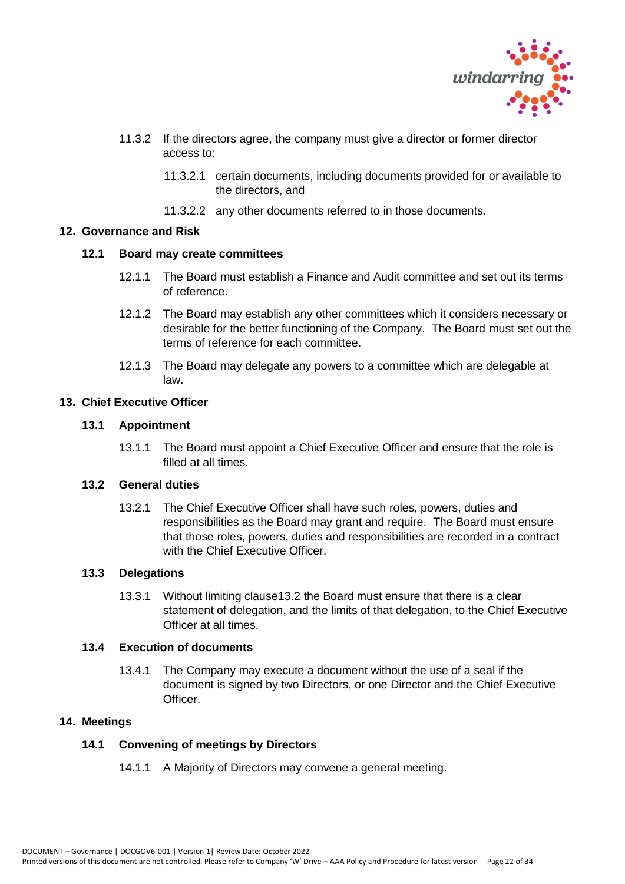11.3.2 If the directors agree, the company must give a director or former director access to:

11.3.2.1 certain documents, including documents provided for or available to the directors, and

11.3.2.2 any other documents referred to in those documents.

## 12. Governance and Risk

### 12.1 Board may create committees

12.1.1 The Board must establish a Finance and Audit committee and set out its terms of reference.

12.1.2 The Board may establish any other committees which it considers necessary or desirable for the better functioning of the Company. The Board must set out the terms of reference for each committee.

12.1.3 The Board may delegate any powers to a committee which are delegable at law.

## 13. Chief Executive Officer

### 13.1 Appointment

13.1.1 The Board must appoint a Chief Executive Officer and ensure that the role is filled at all times.

### 13.2 General duties

13.2.1 The Chief Executive Officer shall have such roles, powers, duties and responsibilities as the Board may grant and require. The Board must ensure that those roles, powers, duties and responsibilities are recorded in a contract with the Chief Executive Officer.

### 13.3 Delegations

13.3.1 Without limiting clause13.2 the Board must ensure that there is a clear statement of delegation, and the limits of that delegation, to the Chief Executive Officer at all times.

### 13.4 Execution of documents

13.4.1 The Company may execute a document without the use of a seal if the document is signed by two Directors, or one Director and the Chief Executive Officer.

## 14. Meetings

### 14.1 Convening of meetings by Directors

14.1.1 A Majority of Directors may convene a general meeting.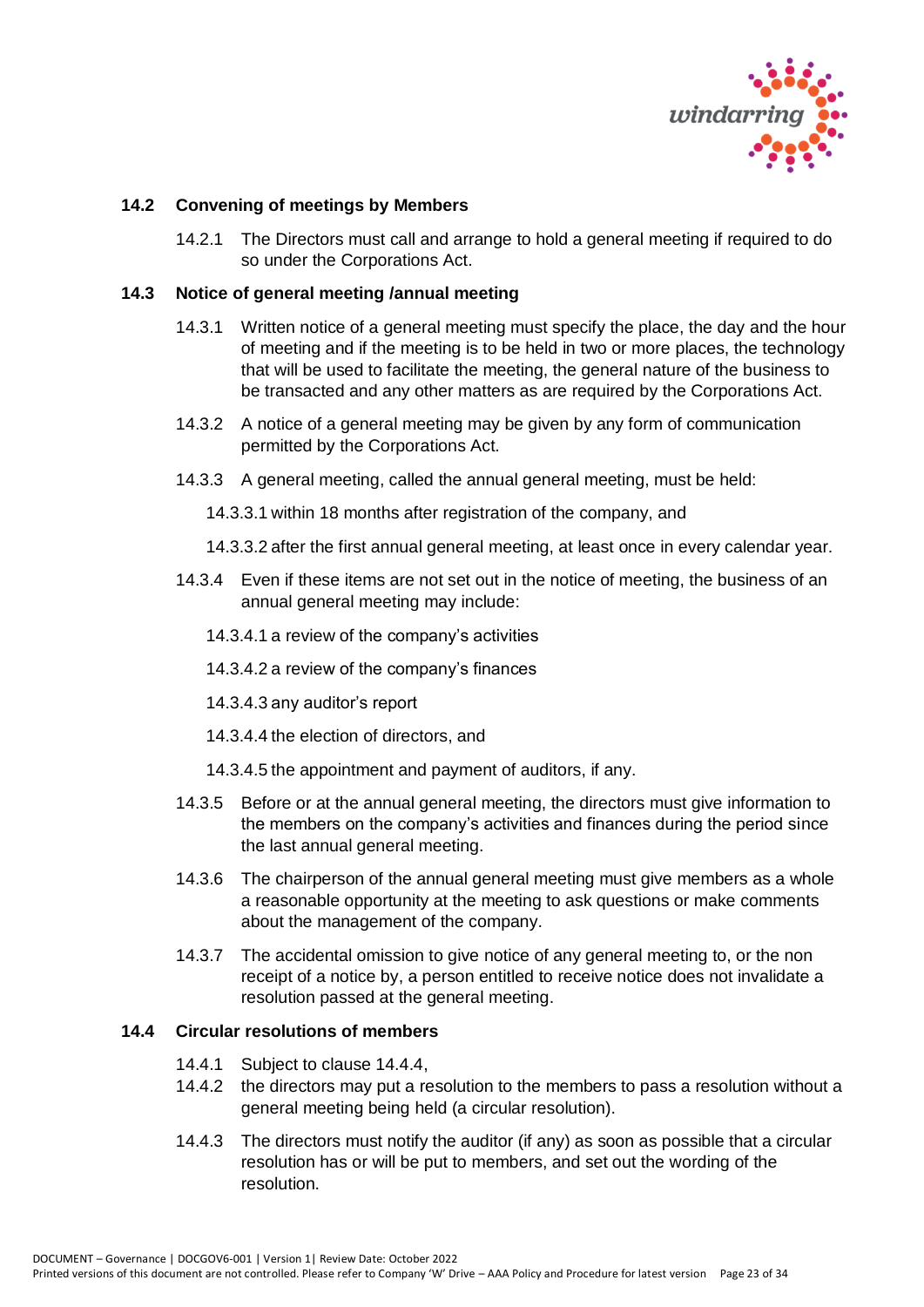### 14.2 Convening of meetings by Members

14.2.1 The Directors must call and arrange to hold a general meeting if required to do so under the Corporations Act.

### 14.3 Notice of general meeting /annual meeting

14.3.1 Written notice of a general meeting must specify the place, the day and the hour of meeting and if the meeting is to be held in two or more places, the technology that will be used to facilitate the meeting, the general nature of the business to be transacted and any other matters as are required by the Corporations Act.

14.3.2 A notice of a general meeting may be given by any form of communication permitted by the Corporations Act.

14.3.3 A general meeting, called the annual general meeting, must be held:

14.3.3.1 within 18 months after registration of the company, and

14.3.3.2 after the first annual general meeting, at least once in every calendar year.

14.3.4 Even if these items are not set out in the notice of meeting, the business of an annual general meeting may include:

14.3.4.1 a review of the company's activities

14.3.4.2 a review of the company's finances

14.3.4.3 any auditor's report

14.3.4.4 the election of directors, and

14.3.4.5 the appointment and payment of auditors, if any.

14.3.5 Before or at the annual general meeting, the directors must give information to the members on the company's activities and finances during the period since the last annual general meeting.

14.3.6 The chairperson of the annual general meeting must give members as a whole a reasonable opportunity at the meeting to ask questions or make comments about the management of the company.

14.3.7 The accidental omission to give notice of any general meeting to, or the non receipt of a notice by, a person entitled to receive notice does not invalidate a resolution passed at the general meeting.

### 14.4 Circular resolutions of members

14.4.1 Subject to clause 14.4.4,

14.4.2 the directors may put a resolution to the members to pass a resolution without a general meeting being held (a circular resolution).

14.4.3 The directors must notify the auditor (if any) as soon as possible that a circular resolution has or will be put to members, and set out the wording of the resolution.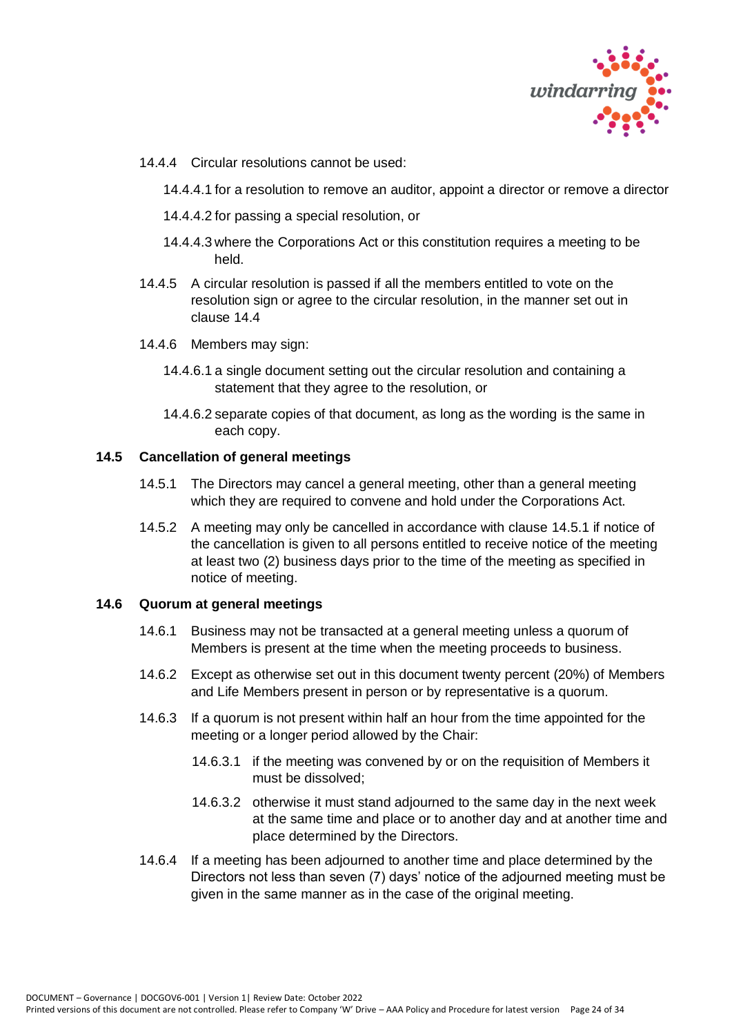14.4.4 Circular resolutions cannot be used:

14.4.4.1 for a resolution to remove an auditor, appoint a director or remove a director

14.4.4.2 for passing a special resolution, or

14.4.4.3 where the Corporations Act or this constitution requires a meeting to be held.

14.4.5 A circular resolution is passed if all the members entitled to vote on the resolution sign or agree to the circular resolution, in the manner set out in clause 14.4

14.4.6 Members may sign:

14.4.6.1 a single document setting out the circular resolution and containing a statement that they agree to the resolution, or

14.4.6.2 separate copies of that document, as long as the wording is the same in each copy.

**14.5 Cancellation of general meetings**

14.5.1 The Directors may cancel a general meeting, other than a general meeting which they are required to convene and hold under the Corporations Act.

14.5.2 A meeting may only be cancelled in accordance with clause 14.5.1 if notice of the cancellation is given to all persons entitled to receive notice of the meeting at least two (2) business days prior to the time of the meeting as specified in notice of meeting.

**14.6 Quorum at general meetings**

14.6.1 Business may not be transacted at a general meeting unless a quorum of Members is present at the time when the meeting proceeds to business.

14.6.2 Except as otherwise set out in this document twenty percent (20%) of Members and Life Members present in person or by representative is a quorum.

14.6.3 If a quorum is not present within half an hour from the time appointed for the meeting or a longer period allowed by the Chair:

14.6.3.1 if the meeting was convened by or on the requisition of Members it must be dissolved;

14.6.3.2 otherwise it must stand adjourned to the same day in the next week at the same time and place or to another day and at another time and place determined by the Directors.

14.6.4 If a meeting has been adjourned to another time and place determined by the Directors not less than seven (7) days' notice of the adjourned meeting must be given in the same manner as in the case of the original meeting.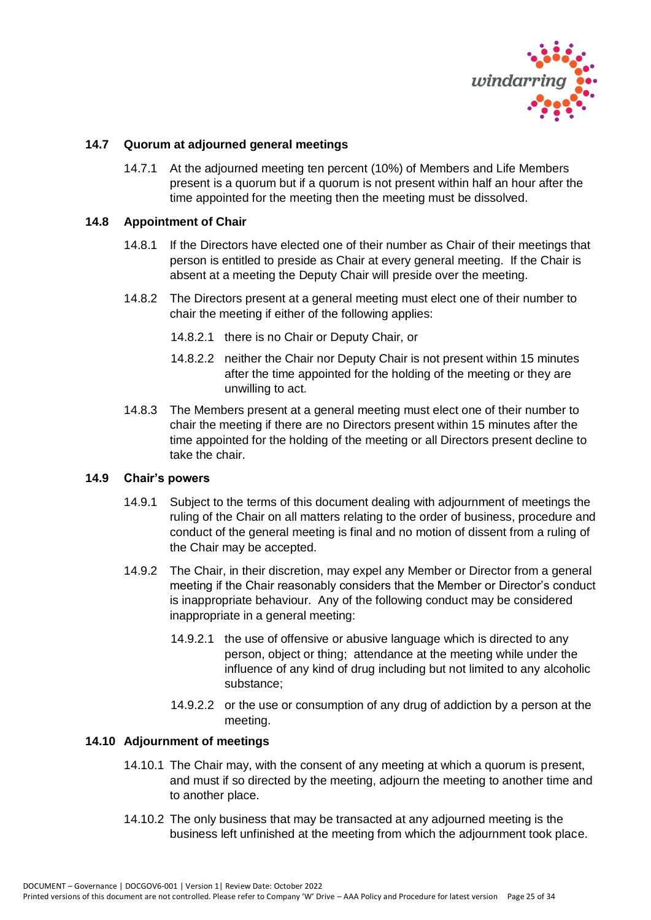### 14.7 Quorum at adjourned general meetings

14.7.1 At the adjourned meeting ten percent (10%) of Members and Life Members present is a quorum but if a quorum is not present within half an hour after the time appointed for the meeting then the meeting must be dissolved.

### 14.8 Appointment of Chair

14.8.1 If the Directors have elected one of their number as Chair of their meetings that person is entitled to preside as Chair at every general meeting. If the Chair is absent at a meeting the Deputy Chair will preside over the meeting.

14.8.2 The Directors present at a general meeting must elect one of their number to chair the meeting if either of the following applies:

14.8.2.1 there is no Chair or Deputy Chair, or

14.8.2.2 neither the Chair nor Deputy Chair is not present within 15 minutes after the time appointed for the holding of the meeting or they are unwilling to act.

14.8.3 The Members present at a general meeting must elect one of their number to chair the meeting if there are no Directors present within 15 minutes after the time appointed for the holding of the meeting or all Directors present decline to take the chair.

### 14.9 Chair's powers

14.9.1 Subject to the terms of this document dealing with adjournment of meetings the ruling of the Chair on all matters relating to the order of business, procedure and conduct of the general meeting is final and no motion of dissent from a ruling of the Chair may be accepted.

14.9.2 The Chair, in their discretion, may expel any Member or Director from a general meeting if the Chair reasonably considers that the Member or Director's conduct is inappropriate behaviour. Any of the following conduct may be considered inappropriate in a general meeting:

14.9.2.1 the use of offensive or abusive language which is directed to any person, object or thing; attendance at the meeting while under the influence of any kind of drug including but not limited to any alcoholic substance;

14.9.2.2 or the use or consumption of any drug of addiction by a person at the meeting.

### 14.10 Adjournment of meetings

14.10.1 The Chair may, with the consent of any meeting at which a quorum is present, and must if so directed by the meeting, adjourn the meeting to another time and to another place.

14.10.2 The only business that may be transacted at any adjourned meeting is the business left unfinished at the meeting from which the adjournment took place.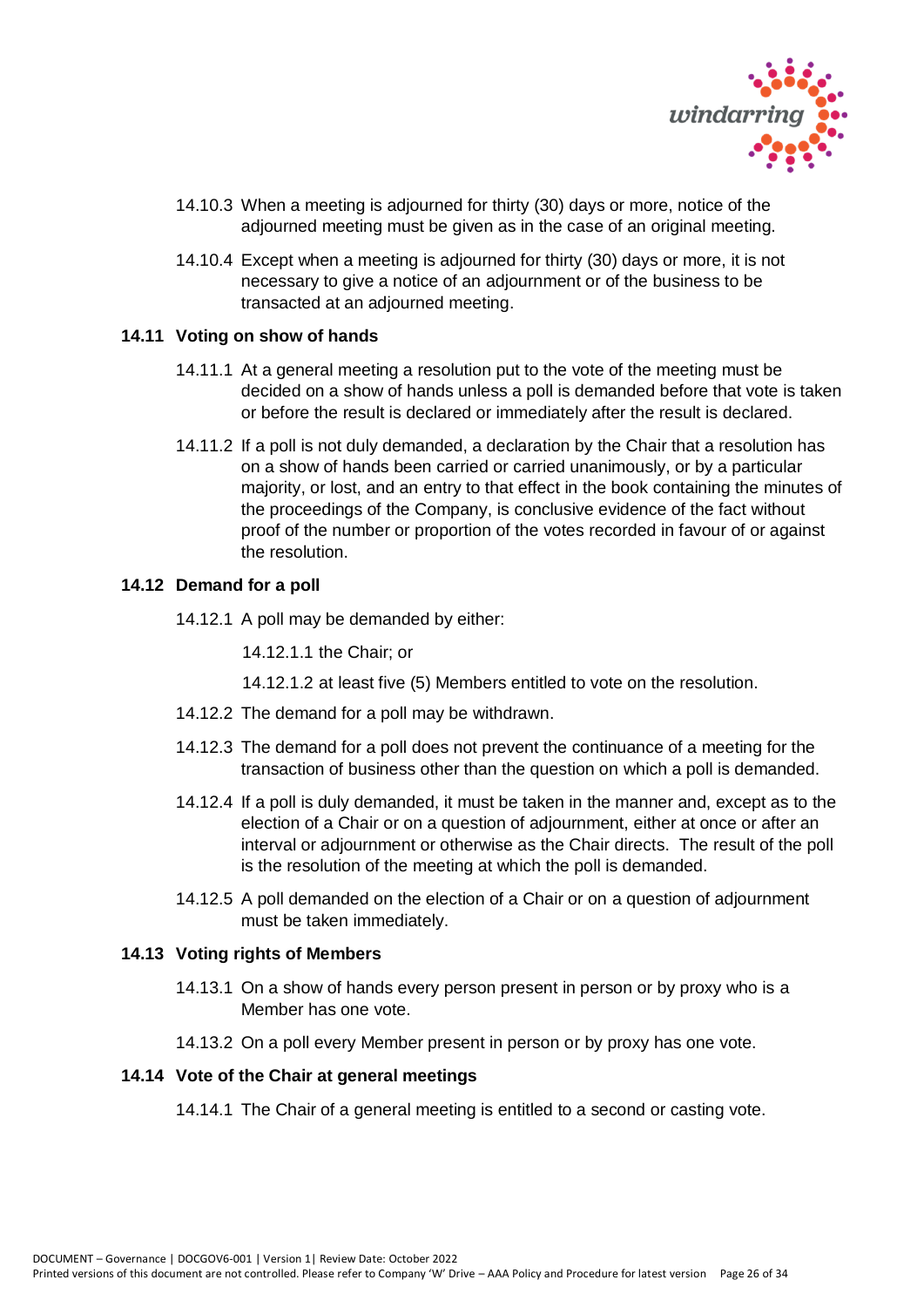14.10.3 When a meeting is adjourned for thirty (30) days or more, notice of the adjourned meeting must be given as in the case of an original meeting.

14.10.4 Except when a meeting is adjourned for thirty (30) days or more, it is not necessary to give a notice of an adjournment or of the business to be transacted at an adjourned meeting.

### 14.11 Voting on show of hands

14.11.1 At a general meeting a resolution put to the vote of the meeting must be decided on a show of hands unless a poll is demanded before that vote is taken or before the result is declared or immediately after the result is declared.

14.11.2 If a poll is not duly demanded, a declaration by the Chair that a resolution has on a show of hands been carried or carried unanimously, or by a particular majority, or lost, and an entry to that effect in the book containing the minutes of the proceedings of the Company, is conclusive evidence of the fact without proof of the number or proportion of the votes recorded in favour of or against the resolution.

### 14.12 Demand for a poll

14.12.1 A poll may be demanded by either:

14.12.1.1 the Chair; or

14.12.1.2 at least five (5) Members entitled to vote on the resolution.

14.12.2 The demand for a poll may be withdrawn.

14.12.3 The demand for a poll does not prevent the continuance of a meeting for the transaction of business other than the question on which a poll is demanded.

14.12.4 If a poll is duly demanded, it must be taken in the manner and, except as to the election of a Chair or on a question of adjournment, either at once or after an interval or adjournment or otherwise as the Chair directs. The result of the poll is the resolution of the meeting at which the poll is demanded.

14.12.5 A poll demanded on the election of a Chair or on a question of adjournment must be taken immediately.

### 14.13 Voting rights of Members

14.13.1 On a show of hands every person present in person or by proxy who is a Member has one vote.

14.13.2 On a poll every Member present in person or by proxy has one vote.

### 14.14 Vote of the Chair at general meetings

14.14.1 The Chair of a general meeting is entitled to a second or casting vote.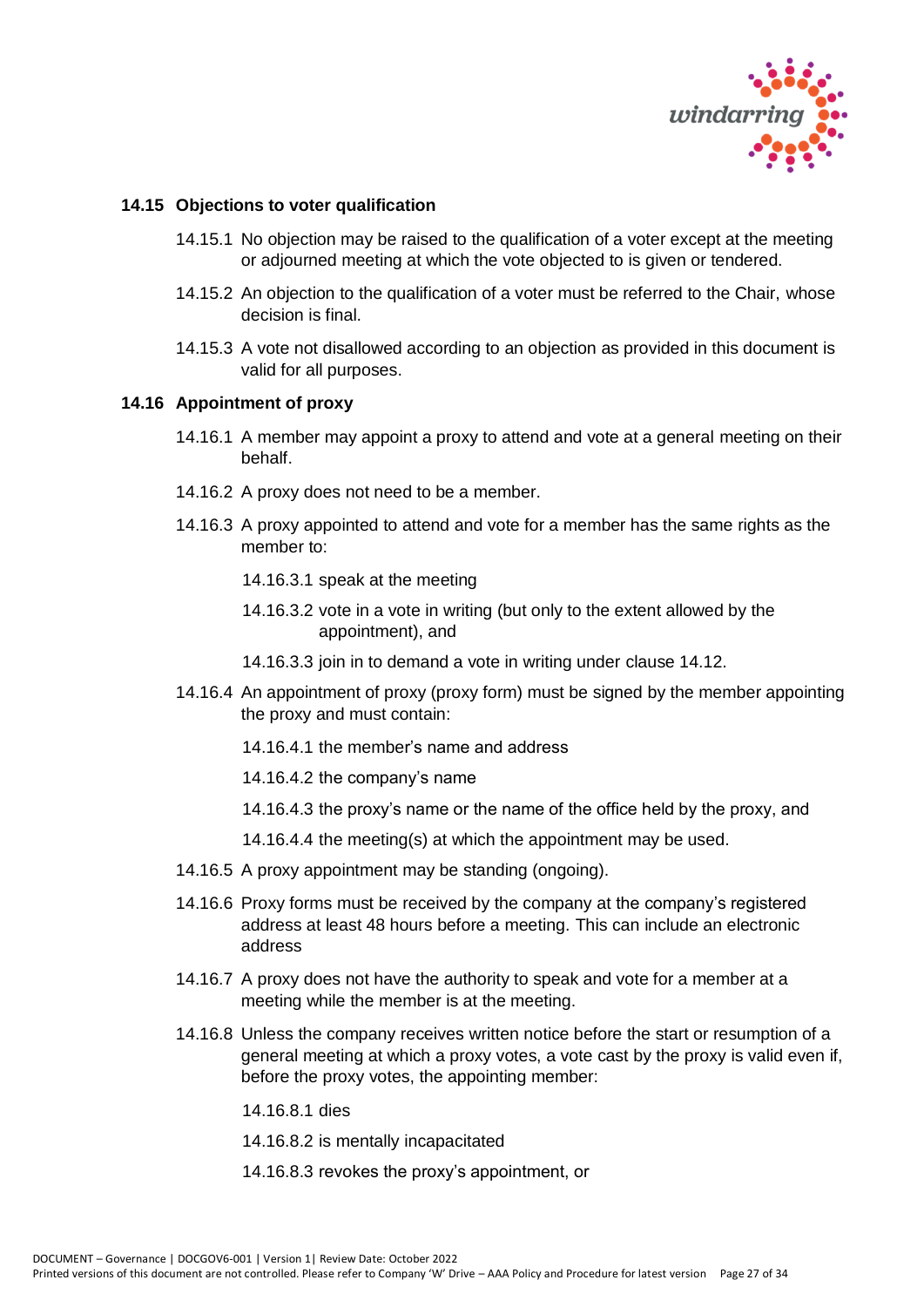### 14.15 Objections to voter qualification

14.15.1 No objection may be raised to the qualification of a voter except at the meeting or adjourned meeting at which the vote objected to is given or tendered.

14.15.2 An objection to the qualification of a voter must be referred to the Chair, whose decision is final.

14.15.3 A vote not disallowed according to an objection as provided in this document is valid for all purposes.

### 14.16 Appointment of proxy

14.16.1 A member may appoint a proxy to attend and vote at a general meeting on their behalf.

14.16.2 A proxy does not need to be a member.

14.16.3 A proxy appointed to attend and vote for a member has the same rights as the member to:

14.16.3.1 speak at the meeting

14.16.3.2 vote in a vote in writing (but only to the extent allowed by the appointment), and

14.16.3.3 join in to demand a vote in writing under clause 14.12.

14.16.4 An appointment of proxy (proxy form) must be signed by the member appointing the proxy and must contain:

14.16.4.1 the member's name and address

14.16.4.2 the company's name

14.16.4.3 the proxy's name or the name of the office held by the proxy, and

14.16.4.4 the meeting(s) at which the appointment may be used.

14.16.5 A proxy appointment may be standing (ongoing).

14.16.6 Proxy forms must be received by the company at the company's registered address at least 48 hours before a meeting. This can include an electronic address

14.16.7 A proxy does not have the authority to speak and vote for a member at a meeting while the member is at the meeting.

14.16.8 Unless the company receives written notice before the start or resumption of a general meeting at which a proxy votes, a vote cast by the proxy is valid even if, before the proxy votes, the appointing member:

14.16.8.1 dies

14.16.8.2 is mentally incapacitated

14.16.8.3 revokes the proxy's appointment, or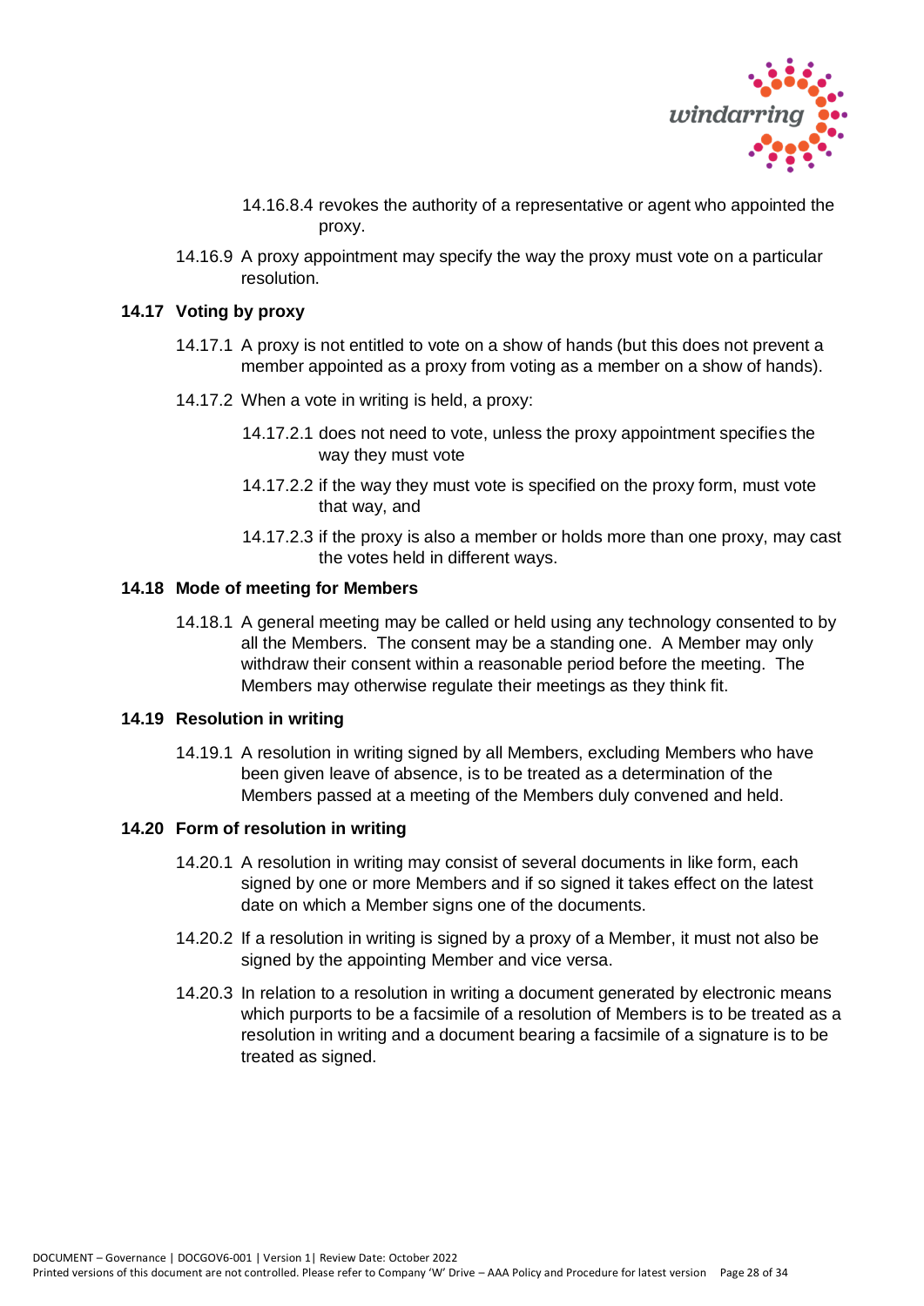14.16.8.4 revokes the authority of a representative or agent who appointed the proxy.

14.16.9 A proxy appointment may specify the way the proxy must vote on a particular resolution.

**14.17 Voting by proxy**

14.17.1 A proxy is not entitled to vote on a show of hands (but this does not prevent a member appointed as a proxy from voting as a member on a show of hands).

14.17.2 When a vote in writing is held, a proxy:

14.17.2.1 does not need to vote, unless the proxy appointment specifies the way they must vote

14.17.2.2 if the way they must vote is specified on the proxy form, must vote that way, and

14.17.2.3 if the proxy is also a member or holds more than one proxy, may cast the votes held in different ways.

**14.18 Mode of meeting for Members**

14.18.1 A general meeting may be called or held using any technology consented to by all the Members. The consent may be a standing one. A Member may only withdraw their consent within a reasonable period before the meeting. The Members may otherwise regulate their meetings as they think fit.

**14.19 Resolution in writing**

14.19.1 A resolution in writing signed by all Members, excluding Members who have been given leave of absence, is to be treated as a determination of the Members passed at a meeting of the Members duly convened and held.

**14.20 Form of resolution in writing**

14.20.1 A resolution in writing may consist of several documents in like form, each signed by one or more Members and if so signed it takes effect on the latest date on which a Member signs one of the documents.

14.20.2 If a resolution in writing is signed by a proxy of a Member, it must not also be signed by the appointing Member and vice versa.

14.20.3 In relation to a resolution in writing a document generated by electronic means which purports to be a facsimile of a resolution of Members is to be treated as a resolution in writing and a document bearing a facsimile of a signature is to be treated as signed.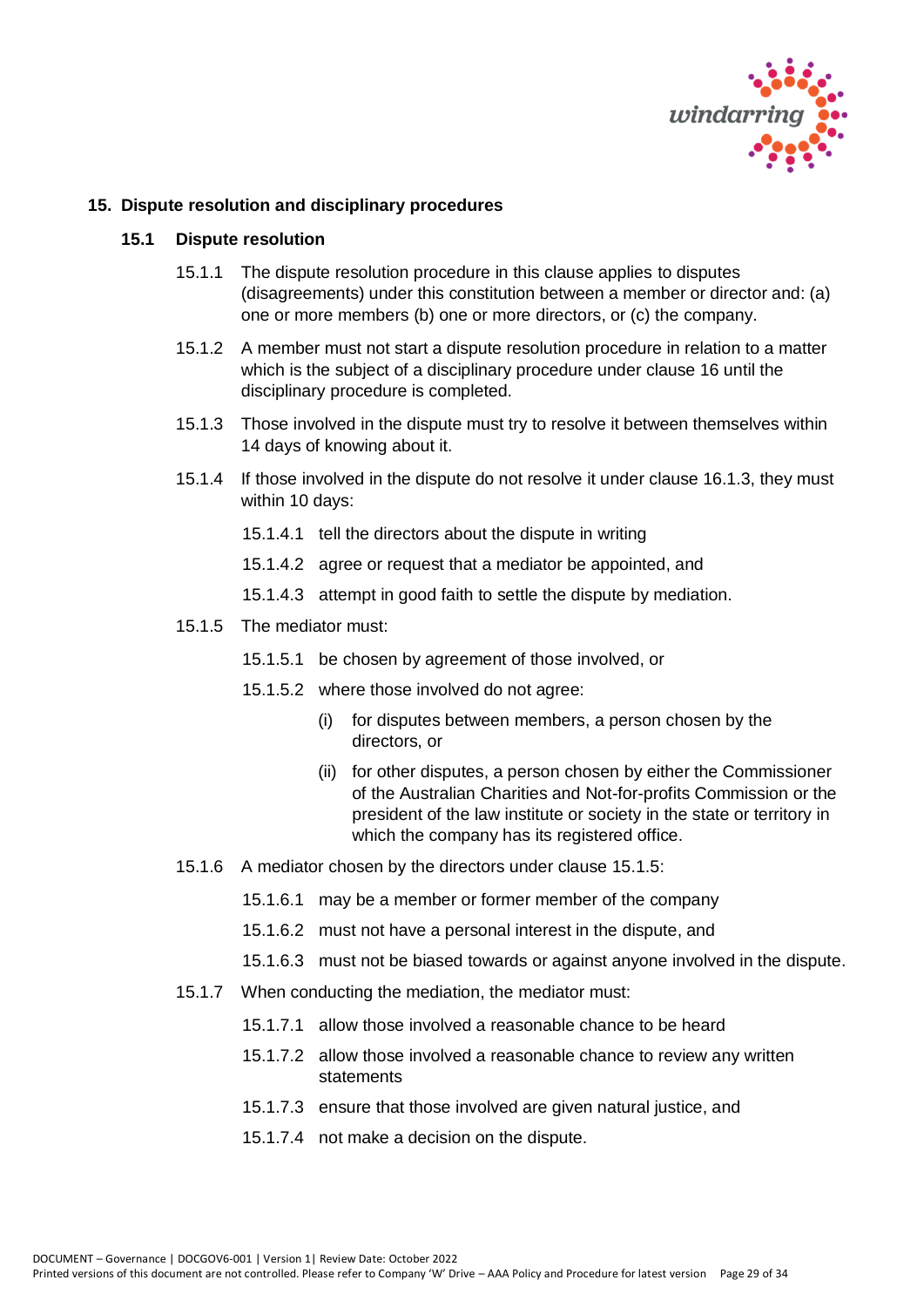## 15. Dispute resolution and disciplinary procedures

### 15.1 Dispute resolution

15.1.1 The dispute resolution procedure in this clause applies to disputes (disagreements) under this constitution between a member or director and: (a) one or more members (b) one or more directors, or (c) the company.

15.1.2 A member must not start a dispute resolution procedure in relation to a matter which is the subject of a disciplinary procedure under clause 16 until the disciplinary procedure is completed.

15.1.3 Those involved in the dispute must try to resolve it between themselves within 14 days of knowing about it.

15.1.4 If those involved in the dispute do not resolve it under clause 16.1.3, they must within 10 days:

- 15.1.4.1 tell the directors about the dispute in writing
- 15.1.4.2 agree or request that a mediator be appointed, and
- 15.1.4.3 attempt in good faith to settle the dispute by mediation.

15.1.5 The mediator must:

- 15.1.5.1 be chosen by agreement of those involved, or
- 15.1.5.2 where those involved do not agree:
  - (i) for disputes between members, a person chosen by the directors, or
  - (ii) for other disputes, a person chosen by either the Commissioner of the Australian Charities and Not-for-profits Commission or the president of the law institute or society in the state or territory in which the company has its registered office.

15.1.6 A mediator chosen by the directors under clause 15.1.5:

- 15.1.6.1 may be a member or former member of the company
- 15.1.6.2 must not have a personal interest in the dispute, and
- 15.1.6.3 must not be biased towards or against anyone involved in the dispute.

15.1.7 When conducting the mediation, the mediator must:

- 15.1.7.1 allow those involved a reasonable chance to be heard
- 15.1.7.2 allow those involved a reasonable chance to review any written statements
- 15.1.7.3 ensure that those involved are given natural justice, and
- 15.1.7.4 not make a decision on the dispute.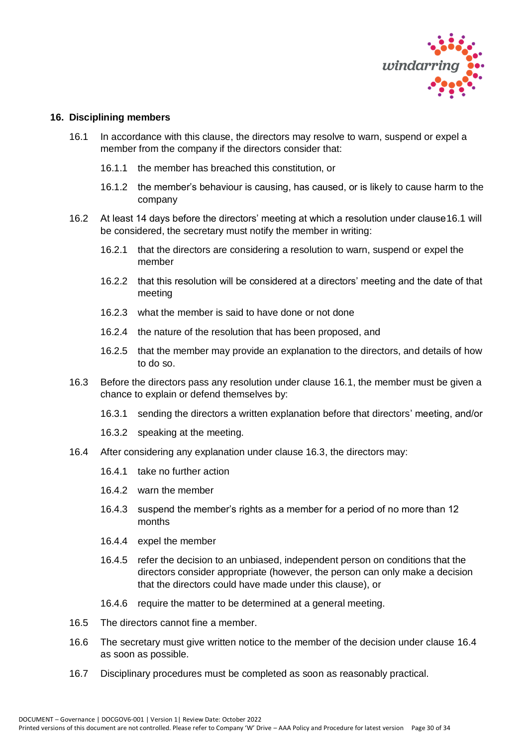## 16. Disciplining members

16.1 In accordance with this clause, the directors may resolve to warn, suspend or expel a member from the company if the directors consider that:

- 16.1.1 the member has breached this constitution, or
- 16.1.2 the member's behaviour is causing, has caused, or is likely to cause harm to the company

16.2 At least 14 days before the directors' meeting at which a resolution under clause16.1 will be considered, the secretary must notify the member in writing:

- 16.2.1 that the directors are considering a resolution to warn, suspend or expel the member
- 16.2.2 that this resolution will be considered at a directors' meeting and the date of that meeting
- 16.2.3 what the member is said to have done or not done
- 16.2.4 the nature of the resolution that has been proposed, and
- 16.2.5 that the member may provide an explanation to the directors, and details of how to do so.

16.3 Before the directors pass any resolution under clause 16.1, the member must be given a chance to explain or defend themselves by:

- 16.3.1 sending the directors a written explanation before that directors' meeting, and/or
- 16.3.2 speaking at the meeting.

16.4 After considering any explanation under clause 16.3, the directors may:

- 16.4.1 take no further action
- 16.4.2 warn the member
- 16.4.3 suspend the member's rights as a member for a period of no more than 12 months
- 16.4.4 expel the member
- 16.4.5 refer the decision to an unbiased, independent person on conditions that the directors consider appropriate (however, the person can only make a decision that the directors could have made under this clause), or
- 16.4.6 require the matter to be determined at a general meeting.

16.5 The directors cannot fine a member.

16.6 The secretary must give written notice to the member of the decision under clause 16.4 as soon as possible.

16.7 Disciplinary procedures must be completed as soon as reasonably practical.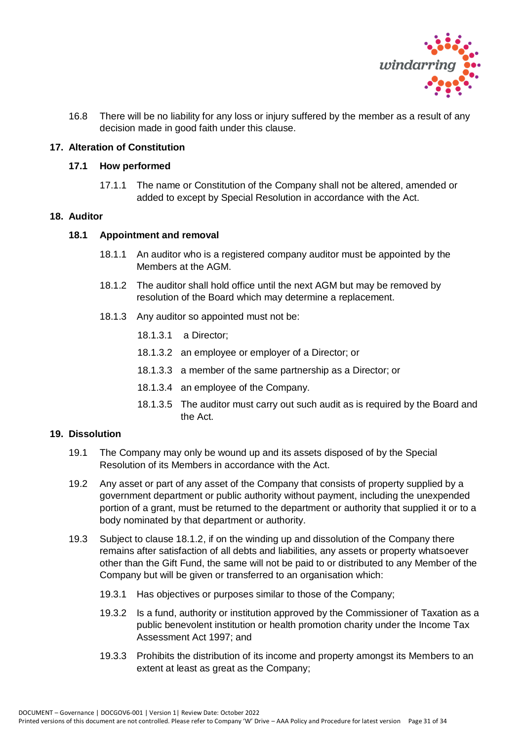16.8 There will be no liability for any loss or injury suffered by the member as a result of any decision made in good faith under this clause.

## 17. Alteration of Constitution

### 17.1 How performed

17.1.1 The name or Constitution of the Company shall not be altered, amended or added to except by Special Resolution in accordance with the Act.

## 18. Auditor

### 18.1 Appointment and removal

18.1.1 An auditor who is a registered company auditor must be appointed by the Members at the AGM.

18.1.2 The auditor shall hold office until the next AGM but may be removed by resolution of the Board which may determine a replacement.

18.1.3 Any auditor so appointed must not be:

18.1.3.1 a Director;

18.1.3.2 an employee or employer of a Director; or

18.1.3.3 a member of the same partnership as a Director; or

18.1.3.4 an employee of the Company.

18.1.3.5 The auditor must carry out such audit as is required by the Board and the Act.

## 19. Dissolution

19.1 The Company may only be wound up and its assets disposed of by the Special Resolution of its Members in accordance with the Act.

19.2 Any asset or part of any asset of the Company that consists of property supplied by a government department or public authority without payment, including the unexpended portion of a grant, must be returned to the department or authority that supplied it or to a body nominated by that department or authority.

19.3 Subject to clause 18.1.2, if on the winding up and dissolution of the Company there remains after satisfaction of all debts and liabilities, any assets or property whatsoever other than the Gift Fund, the same will not be paid to or distributed to any Member of the Company but will be given or transferred to an organisation which:

19.3.1 Has objectives or purposes similar to those of the Company;

19.3.2 Is a fund, authority or institution approved by the Commissioner of Taxation as a public benevolent institution or health promotion charity under the Income Tax Assessment Act 1997; and

19.3.3 Prohibits the distribution of its income and property amongst its Members to an extent at least as great as the Company;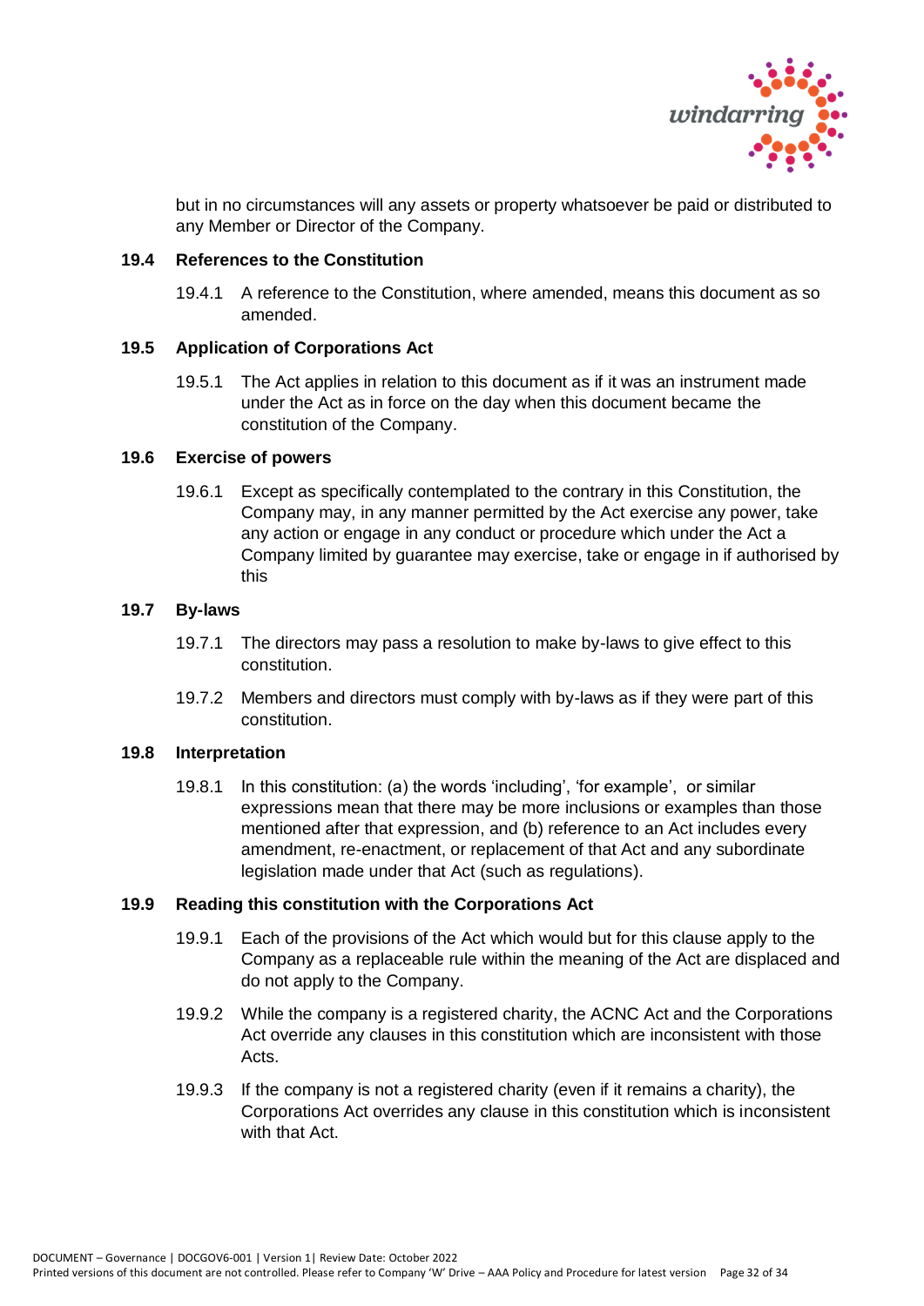but in no circumstances will any assets or property whatsoever be paid or distributed to any Member or Director of the Company.

### 19.4 References to the Constitution

19.4.1 A reference to the Constitution, where amended, means this document as so amended.

### 19.5 Application of Corporations Act

19.5.1 The Act applies in relation to this document as if it was an instrument made under the Act as in force on the day when this document became the constitution of the Company.

### 19.6 Exercise of powers

19.6.1 Except as specifically contemplated to the contrary in this Constitution, the Company may, in any manner permitted by the Act exercise any power, take any action or engage in any conduct or procedure which under the Act a Company limited by guarantee may exercise, take or engage in if authorised by this

### 19.7 By-laws

19.7.1 The directors may pass a resolution to make by-laws to give effect to this constitution.

19.7.2 Members and directors must comply with by-laws as if they were part of this constitution.

### 19.8 Interpretation

19.8.1 In this constitution: (a) the words 'including', 'for example', or similar expressions mean that there may be more inclusions or examples than those mentioned after that expression, and (b) reference to an Act includes every amendment, re-enactment, or replacement of that Act and any subordinate legislation made under that Act (such as regulations).

### 19.9 Reading this constitution with the Corporations Act

19.9.1 Each of the provisions of the Act which would but for this clause apply to the Company as a replaceable rule within the meaning of the Act are displaced and do not apply to the Company.

19.9.2 While the company is a registered charity, the ACNC Act and the Corporations Act override any clauses in this constitution which are inconsistent with those Acts.

19.9.3 If the company is not a registered charity (even if it remains a charity), the Corporations Act overrides any clause in this constitution which is inconsistent with that Act.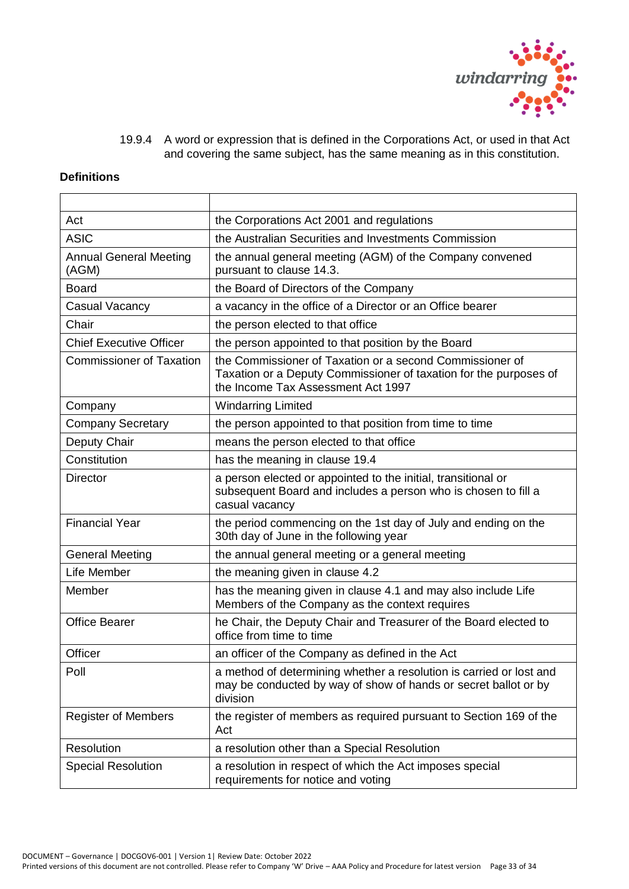19.9.4 A word or expression that is defined in the Corporations Act, or used in that Act and covering the same subject, has the same meaning as in this constitution.

**Definitions**

| | |
|---|---|
| Act | the Corporations Act 2001 and regulations |
| ASIC | the Australian Securities and Investments Commission |
| Annual General Meeting (AGM) | the annual general meeting (AGM) of the Company convened pursuant to clause 14.3. |
| Board | the Board of Directors of the Company |
| Casual Vacancy | a vacancy in the office of a Director or an Office bearer |
| Chair | the person elected to that office |
| Chief Executive Officer | the person appointed to that position by the Board |
| Commissioner of Taxation | the Commissioner of Taxation or a second Commissioner of Taxation or a Deputy Commissioner of taxation for the purposes of the Income Tax Assessment Act 1997 |
| Company | Windarring Limited |
| Company Secretary | the person appointed to that position from time to time |
| Deputy Chair | means the person elected to that office |
| Constitution | has the meaning in clause 19.4 |
| Director | a person elected or appointed to the initial, transitional or subsequent Board and includes a person who is chosen to fill a casual vacancy |
| Financial Year | the period commencing on the 1st day of July and ending on the 30th day of June in the following year |
| General Meeting | the annual general meeting or a general meeting |
| Life Member | the meaning given in clause 4.2 |
| Member | has the meaning given in clause 4.1 and may also include Life Members of the Company as the context requires |
| Office Bearer | he Chair, the Deputy Chair and Treasurer of the Board elected to office from time to time |
| Officer | an officer of the Company as defined in the Act |
| Poll | a method of determining whether a resolution is carried or lost and may be conducted by way of show of hands or secret ballot or by division |
| Register of Members | the register of members as required pursuant to Section 169 of the Act |
| Resolution | a resolution other than a Special Resolution |
| Special Resolution | a resolution in respect of which the Act imposes special requirements for notice and voting |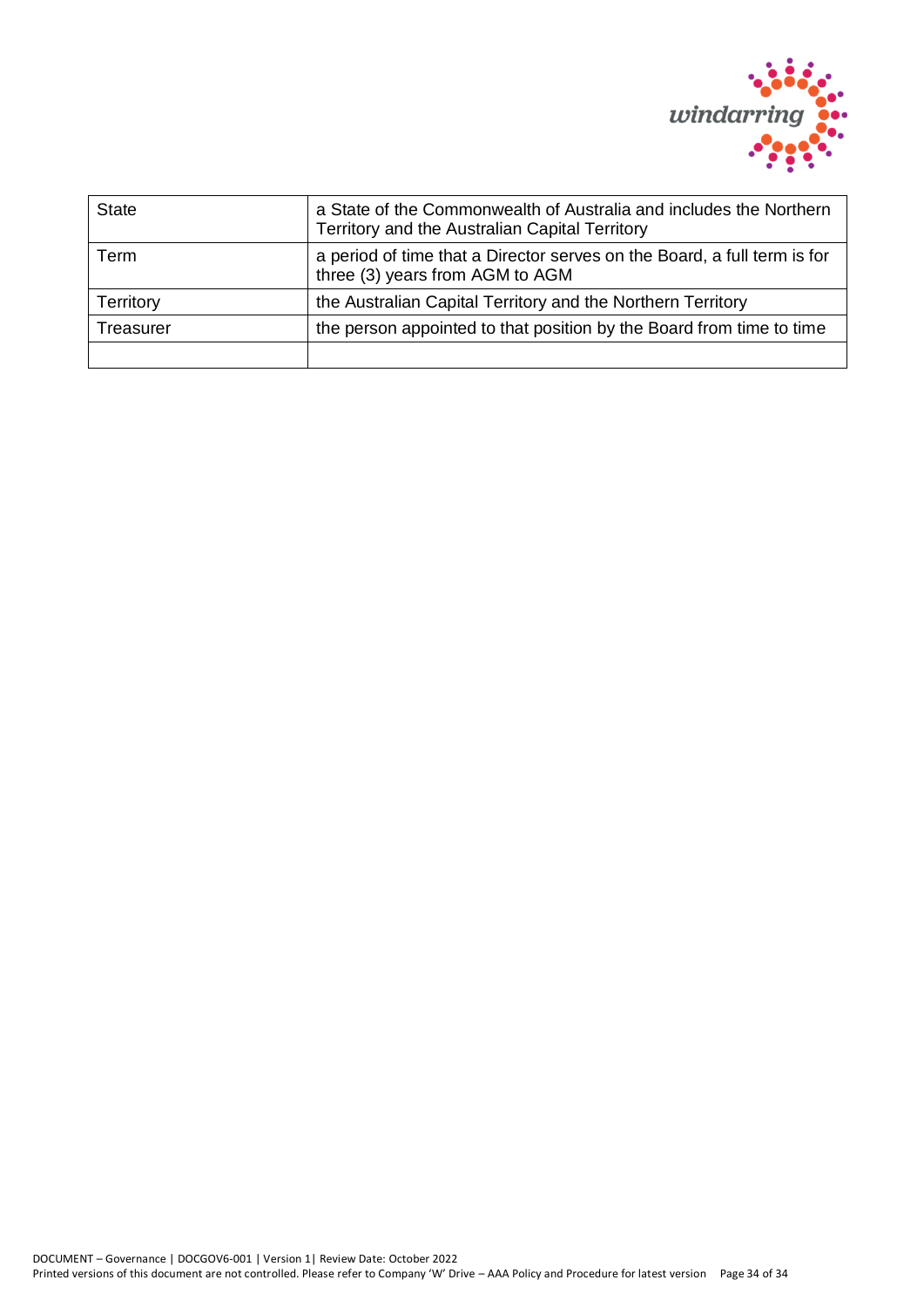| | |
|---|---|
| State | a State of the Commonwealth of Australia and includes the Northern Territory and the Australian Capital Territory |
| Term | a period of time that a Director serves on the Board, a full term is for three (3) years from AGM to AGM |
| Territory | the Australian Capital Territory and the Northern Territory |
| Treasurer | the person appointed to that position by the Board from time to time |
| | |